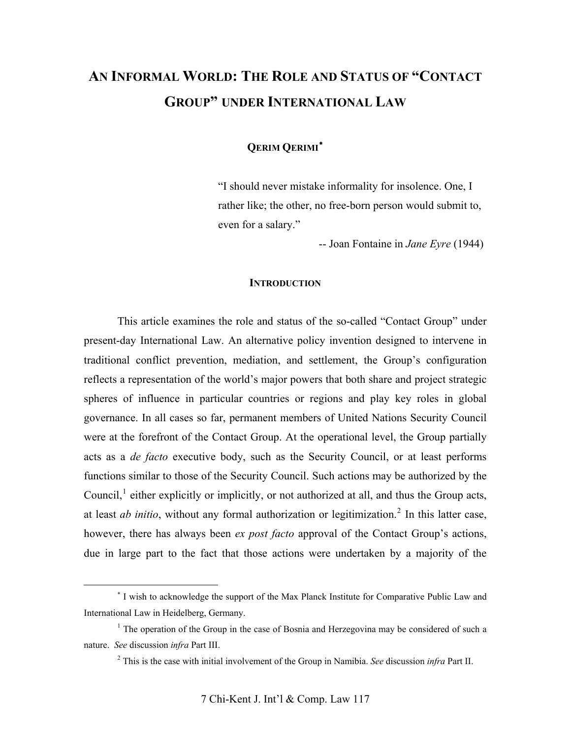# AN INFORMAL WORLD: THE ROLE AND STATUS OF "CONTACT GROUP" UNDER INTERNATIONAL LAW

**QERIM QERIMI**[*]

> "I should never mistake informality for insolence. One, I rather like; the other, no free-born person would submit to, even for a salary."
>
> -- Joan Fontaine in *Jane Eyre* (1944)

## INTRODUCTION

This article examines the role and status of the so-called "Contact Group" under present-day International Law. An alternative policy invention designed to intervene in traditional conflict prevention, mediation, and settlement, the Group's configuration reflects a representation of the world's major powers that both share and project strategic spheres of influence in particular countries or regions and play key roles in global governance. In all cases so far, permanent members of United Nations Security Council were at the forefront of the Contact Group. At the operational level, the Group partially acts as a *de facto* executive body, such as the Security Council, or at least performs functions similar to those of the Security Council. Such actions may be authorized by the Council,[1] either explicitly or implicitly, or not authorized at all, and thus the Group acts, at least *ab initio*, without any formal authorization or legitimization.[2] In this latter case, however, there has always been *ex post facto* approval of the Contact Group's actions, due in large part to the fact that those actions were undertaken by a majority of the

---

[*] I wish to acknowledge the support of the Max Planck Institute for Comparative Public Law and International Law in Heidelberg, Germany.

[1] The operation of the Group in the case of Bosnia and Herzegovina may be considered of such a nature. *See* discussion *infra* Part III.

[2] This is the case with initial involvement of the Group in Namibia. *See* discussion *infra* Part II.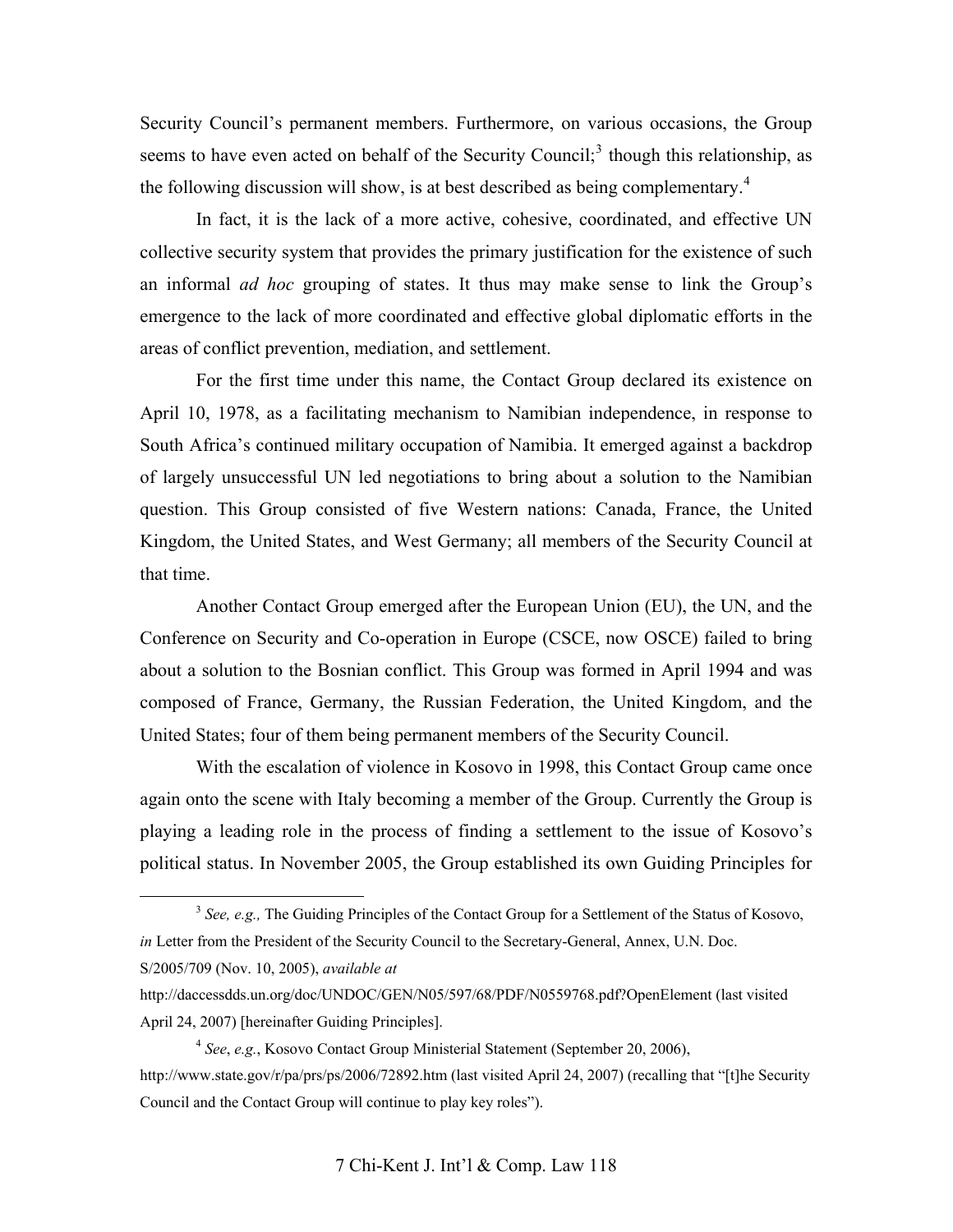Security Council's permanent members. Furthermore, on various occasions, the Group seems to have even acted on behalf of the Security Council;[3] though this relationship, as the following discussion will show, is at best described as being complementary.[4]

In fact, it is the lack of a more active, cohesive, coordinated, and effective UN collective security system that provides the primary justification for the existence of such an informal *ad hoc* grouping of states. It thus may make sense to link the Group's emergence to the lack of more coordinated and effective global diplomatic efforts in the areas of conflict prevention, mediation, and settlement.

For the first time under this name, the Contact Group declared its existence on April 10, 1978, as a facilitating mechanism to Namibian independence, in response to South Africa's continued military occupation of Namibia. It emerged against a backdrop of largely unsuccessful UN led negotiations to bring about a solution to the Namibian question. This Group consisted of five Western nations: Canada, France, the United Kingdom, the United States, and West Germany; all members of the Security Council at that time.

Another Contact Group emerged after the European Union (EU), the UN, and the Conference on Security and Co-operation in Europe (CSCE, now OSCE) failed to bring about a solution to the Bosnian conflict. This Group was formed in April 1994 and was composed of France, Germany, the Russian Federation, the United Kingdom, and the United States; four of them being permanent members of the Security Council.

With the escalation of violence in Kosovo in 1998, this Contact Group came once again onto the scene with Italy becoming a member of the Group. Currently the Group is playing a leading role in the process of finding a settlement to the issue of Kosovo's political status. In November 2005, the Group established its own Guiding Principles for

---

[3] *See, e.g.,* The Guiding Principles of the Contact Group for a Settlement of the Status of Kosovo, *in* Letter from the President of the Security Council to the Secretary-General, Annex, U.N. Doc. S/2005/709 (Nov. 10, 2005), *available at* http://daccessdds.un.org/doc/UNDOC/GEN/N05/597/68/PDF/N0559768.pdf?OpenElement (last visited April 24, 2007) [hereinafter Guiding Principles].

[4] *See*, *e.g.*, Kosovo Contact Group Ministerial Statement (September 20, 2006), http://www.state.gov/r/pa/prs/ps/2006/72892.htm (last visited April 24, 2007) (recalling that "[t]he Security Council and the Contact Group will continue to play key roles").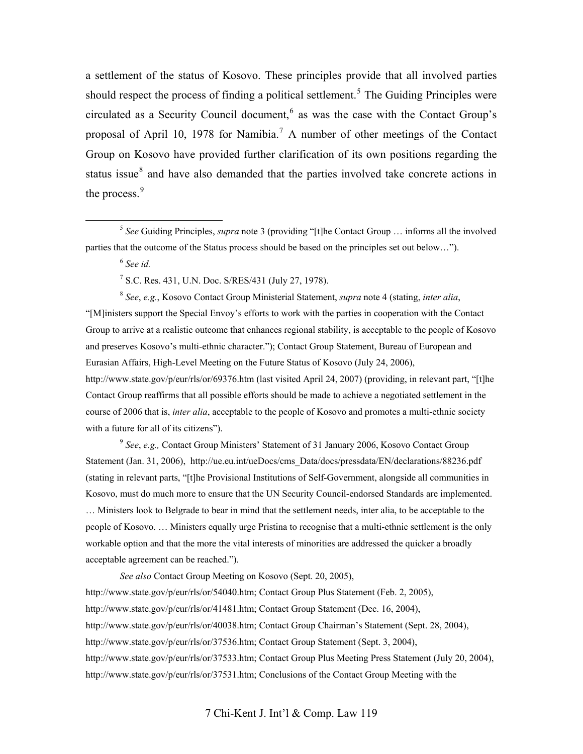a settlement of the status of Kosovo. These principles provide that all involved parties should respect the process of finding a political settlement.[5] The Guiding Principles were circulated as a Security Council document,[6] as was the case with the Contact Group's proposal of April 10, 1978 for Namibia.[7] A number of other meetings of the Contact Group on Kosovo have provided further clarification of its own positions regarding the status issue[8] and have also demanded that the parties involved take concrete actions in the process.[9]

---

[5] *See* Guiding Principles, *supra* note 3 (providing "[t]he Contact Group … informs all the involved parties that the outcome of the Status process should be based on the principles set out below…").

[6] *See id.*

[7] S.C. Res. 431, U.N. Doc. S/RES/431 (July 27, 1978).

[8] *See*, *e.g.*, Kosovo Contact Group Ministerial Statement, *supra* note 4 (stating, *inter alia*, "[M]inisters support the Special Envoy's efforts to work with the parties in cooperation with the Contact Group to arrive at a realistic outcome that enhances regional stability, is acceptable to the people of Kosovo and preserves Kosovo's multi-ethnic character."); Contact Group Statement, Bureau of European and Eurasian Affairs, High-Level Meeting on the Future Status of Kosovo (July 24, 2006), http://www.state.gov/p/eur/rls/or/69376.htm (last visited April 24, 2007) (providing, in relevant part, "[t]he Contact Group reaffirms that all possible efforts should be made to achieve a negotiated settlement in the course of 2006 that is, *inter alia*, acceptable to the people of Kosovo and promotes a multi-ethnic society with a future for all of its citizens").

[9] *See*, *e.g.,* Contact Group Ministers' Statement of 31 January 2006, Kosovo Contact Group Statement (Jan. 31, 2006), http://ue.eu.int/ueDocs/cms_Data/docs/pressdata/EN/declarations/88236.pdf (stating in relevant parts, "[t]he Provisional Institutions of Self-Government, alongside all communities in Kosovo, must do much more to ensure that the UN Security Council-endorsed Standards are implemented. … Ministers look to Belgrade to bear in mind that the settlement needs, inter alia, to be acceptable to the people of Kosovo. … Ministers equally urge Pristina to recognise that a multi-ethnic settlement is the only workable option and that the more the vital interests of minorities are addressed the quicker a broadly acceptable agreement can be reached.").

*See also* Contact Group Meeting on Kosovo (Sept. 20, 2005), http://www.state.gov/p/eur/rls/or/54040.htm; Contact Group Plus Statement (Feb. 2, 2005), http://www.state.gov/p/eur/rls/or/41481.htm; Contact Group Statement (Dec. 16, 2004), http://www.state.gov/p/eur/rls/or/40038.htm; Contact Group Chairman's Statement (Sept. 28, 2004), http://www.state.gov/p/eur/rls/or/37536.htm; Contact Group Statement (Sept. 3, 2004), http://www.state.gov/p/eur/rls/or/37533.htm; Contact Group Plus Meeting Press Statement (July 20, 2004), http://www.state.gov/p/eur/rls/or/37531.htm; Conclusions of the Contact Group Meeting with the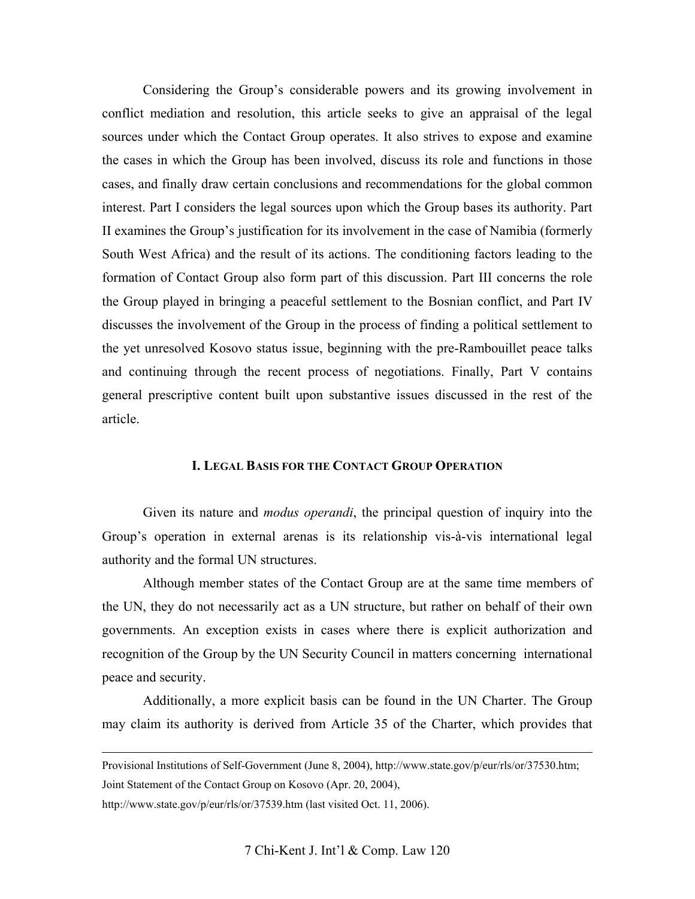Considering the Group's considerable powers and its growing involvement in conflict mediation and resolution, this article seeks to give an appraisal of the legal sources under which the Contact Group operates. It also strives to expose and examine the cases in which the Group has been involved, discuss its role and functions in those cases, and finally draw certain conclusions and recommendations for the global common interest. Part I considers the legal sources upon which the Group bases its authority. Part II examines the Group's justification for its involvement in the case of Namibia (formerly South West Africa) and the result of its actions. The conditioning factors leading to the formation of Contact Group also form part of this discussion. Part III concerns the role the Group played in bringing a peaceful settlement to the Bosnian conflict, and Part IV discusses the involvement of the Group in the process of finding a political settlement to the yet unresolved Kosovo status issue, beginning with the pre-Rambouillet peace talks and continuing through the recent process of negotiations. Finally, Part V contains general prescriptive content built upon substantive issues discussed in the rest of the article.

## I. LEGAL BASIS FOR THE CONTACT GROUP OPERATION

Given its nature and *modus operandi*, the principal question of inquiry into the Group's operation in external arenas is its relationship vis-à-vis international legal authority and the formal UN structures.

Although member states of the Contact Group are at the same time members of the UN, they do not necessarily act as a UN structure, but rather on behalf of their own governments. An exception exists in cases where there is explicit authorization and recognition of the Group by the UN Security Council in matters concerning international peace and security.

Additionally, a more explicit basis can be found in the UN Charter. The Group may claim its authority is derived from Article 35 of the Charter, which provides that

---

Provisional Institutions of Self-Government (June 8, 2004), http://www.state.gov/p/eur/rls/or/37530.htm; Joint Statement of the Contact Group on Kosovo (Apr. 20, 2004), http://www.state.gov/p/eur/rls/or/37539.htm (last visited Oct. 11, 2006).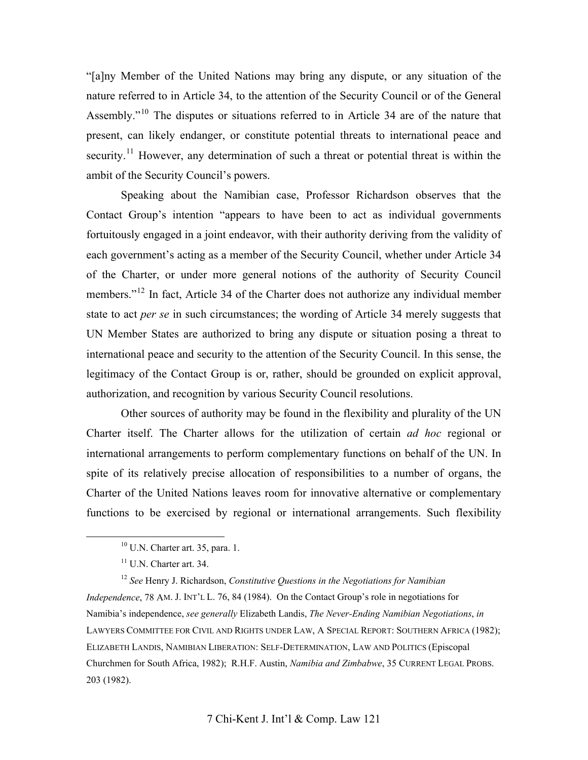"[a]ny Member of the United Nations may bring any dispute, or any situation of the nature referred to in Article 34, to the attention of the Security Council or of the General Assembly."[10] The disputes or situations referred to in Article 34 are of the nature that present, can likely endanger, or constitute potential threats to international peace and security.[11] However, any determination of such a threat or potential threat is within the ambit of the Security Council's powers.

Speaking about the Namibian case, Professor Richardson observes that the Contact Group's intention "appears to have been to act as individual governments fortuitously engaged in a joint endeavor, with their authority deriving from the validity of each government's acting as a member of the Security Council, whether under Article 34 of the Charter, or under more general notions of the authority of Security Council members."[12] In fact, Article 34 of the Charter does not authorize any individual member state to act *per se* in such circumstances; the wording of Article 34 merely suggests that UN Member States are authorized to bring any dispute or situation posing a threat to international peace and security to the attention of the Security Council. In this sense, the legitimacy of the Contact Group is or, rather, should be grounded on explicit approval, authorization, and recognition by various Security Council resolutions.

Other sources of authority may be found in the flexibility and plurality of the UN Charter itself. The Charter allows for the utilization of certain *ad hoc* regional or international arrangements to perform complementary functions on behalf of the UN. In spite of its relatively precise allocation of responsibilities to a number of organs, the Charter of the United Nations leaves room for innovative alternative or complementary functions to be exercised by regional or international arrangements. Such flexibility

---

[10] U.N. Charter art. 35, para. 1.

[11] U.N. Charter art. 34.

[12] *See* Henry J. Richardson, *Constitutive Questions in the Negotiations for Namibian Independence*, 78 AM. J. INT'L L. 76, 84 (1984). On the Contact Group's role in negotiations for Namibia's independence, *see generally* Elizabeth Landis, *The Never-Ending Namibian Negotiations*, *in* LAWYERS COMMITTEE FOR CIVIL AND RIGHTS UNDER LAW, A SPECIAL REPORT: SOUTHERN AFRICA (1982); ELIZABETH LANDIS, NAMIBIAN LIBERATION: SELF-DETERMINATION, LAW AND POLITICS (Episcopal Churchmen for South Africa, 1982); R.H.F. Austin, *Namibia and Zimbabwe*, 35 CURRENT LEGAL PROBS. 203 (1982).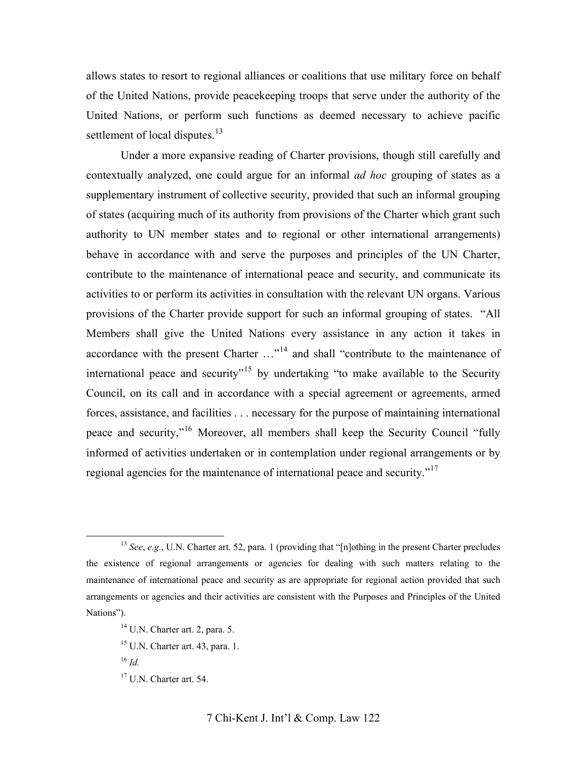allows states to resort to regional alliances or coalitions that use military force on behalf of the United Nations, provide peacekeeping troops that serve under the authority of the United Nations, or perform such functions as deemed necessary to achieve pacific settlement of local disputes.[13]

Under a more expansive reading of Charter provisions, though still carefully and contextually analyzed, one could argue for an informal *ad hoc* grouping of states as a supplementary instrument of collective security, provided that such an informal grouping of states (acquiring much of its authority from provisions of the Charter which grant such authority to UN member states and to regional or other international arrangements) behave in accordance with and serve the purposes and principles of the UN Charter, contribute to the maintenance of international peace and security, and communicate its activities to or perform its activities in consultation with the relevant UN organs. Various provisions of the Charter provide support for such an informal grouping of states. "All Members shall give the United Nations every assistance in any action it takes in accordance with the present Charter …"[14] and shall "contribute to the maintenance of international peace and security"[15] by undertaking "to make available to the Security Council, on its call and in accordance with a special agreement or agreements, armed forces, assistance, and facilities . . . necessary for the purpose of maintaining international peace and security,"[16] Moreover, all members shall keep the Security Council "fully informed of activities undertaken or in contemplation under regional arrangements or by regional agencies for the maintenance of international peace and security."[17]

---

[13] *See*, *e.g.*, U.N. Charter art. 52, para. 1 (providing that "[n]othing in the present Charter precludes the existence of regional arrangements or agencies for dealing with such matters relating to the maintenance of international peace and security as are appropriate for regional action provided that such arrangements or agencies and their activities are consistent with the Purposes and Principles of the United Nations").

[14] U.N. Charter art. 2, para. 5.

[15] U.N. Charter art. 43, para. 1.

[16] *Id.*

[17] U.N. Charter art. 54.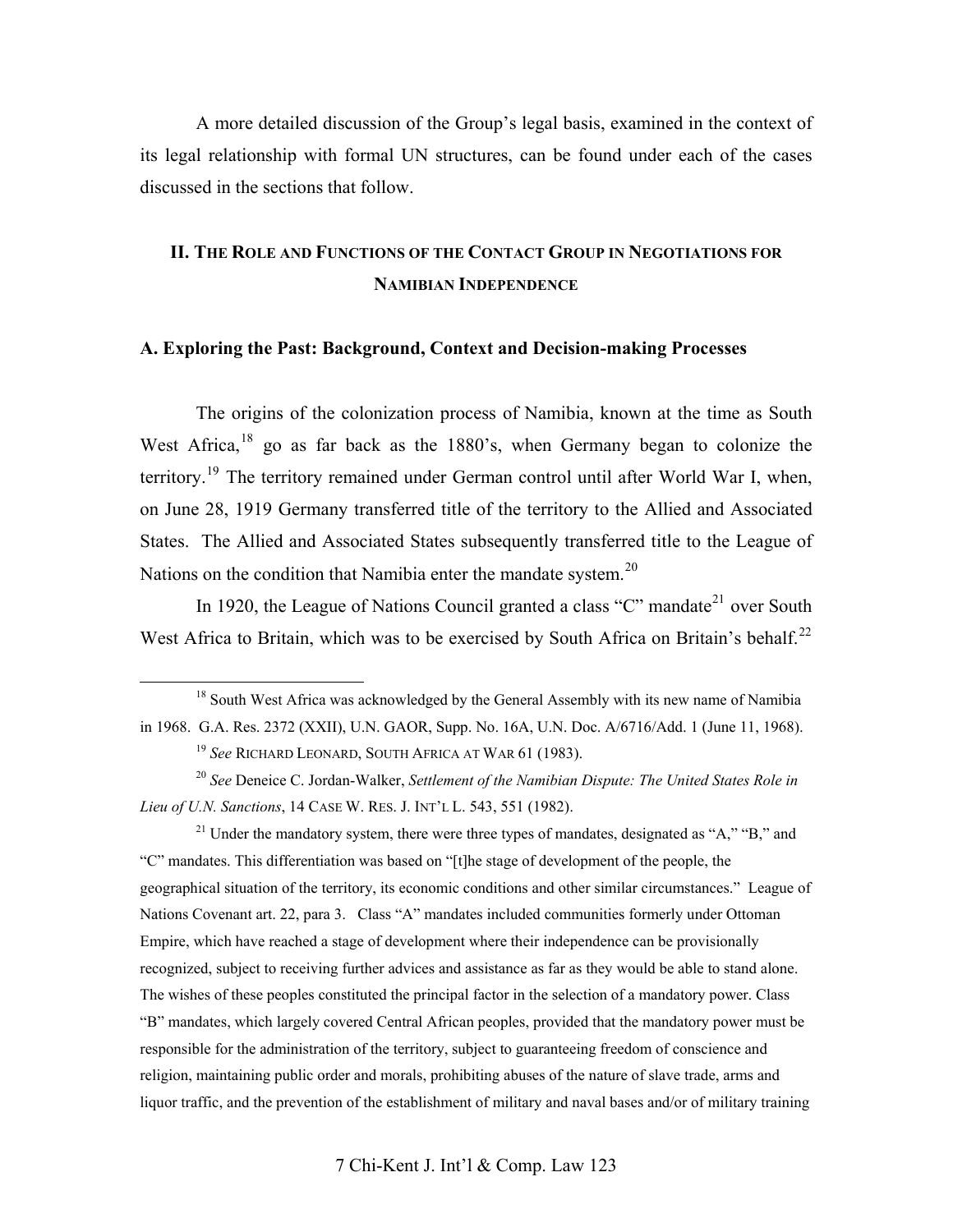A more detailed discussion of the Group's legal basis, examined in the context of its legal relationship with formal UN structures, can be found under each of the cases discussed in the sections that follow.

## II. THE ROLE AND FUNCTIONS OF THE CONTACT GROUP IN NEGOTIATIONS FOR NAMIBIAN INDEPENDENCE

### A. Exploring the Past: Background, Context and Decision-making Processes

The origins of the colonization process of Namibia, known at the time as South West Africa,[18] go as far back as the 1880's, when Germany began to colonize the territory.[19] The territory remained under German control until after World War I, when, on June 28, 1919 Germany transferred title of the territory to the Allied and Associated States. The Allied and Associated States subsequently transferred title to the League of Nations on the condition that Namibia enter the mandate system.[20]

In 1920, the League of Nations Council granted a class "C" mandate[21] over South West Africa to Britain, which was to be exercised by South Africa on Britain's behalf.[22]

---

[18] South West Africa was acknowledged by the General Assembly with its new name of Namibia in 1968. G.A. Res. 2372 (XXII), U.N. GAOR, Supp. No. 16A, U.N. Doc. A/6716/Add. 1 (June 11, 1968).

[19] *See* RICHARD LEONARD, SOUTH AFRICA AT WAR 61 (1983).

[20] *See* Deneice C. Jordan-Walker, *Settlement of the Namibian Dispute: The United States Role in Lieu of U.N. Sanctions*, 14 CASE W. RES. J. INT'L L. 543, 551 (1982).

[21] Under the mandatory system, there were three types of mandates, designated as "A," "B," and "C" mandates. This differentiation was based on "[t]he stage of development of the people, the geographical situation of the territory, its economic conditions and other similar circumstances." League of Nations Covenant art. 22, para 3. Class "A" mandates included communities formerly under Ottoman Empire, which have reached a stage of development where their independence can be provisionally recognized, subject to receiving further advices and assistance as far as they would be able to stand alone. The wishes of these peoples constituted the principal factor in the selection of a mandatory power. Class "B" mandates, which largely covered Central African peoples, provided that the mandatory power must be responsible for the administration of the territory, subject to guaranteeing freedom of conscience and religion, maintaining public order and morals, prohibiting abuses of the nature of slave trade, arms and liquor traffic, and the prevention of the establishment of military and naval bases and/or of military training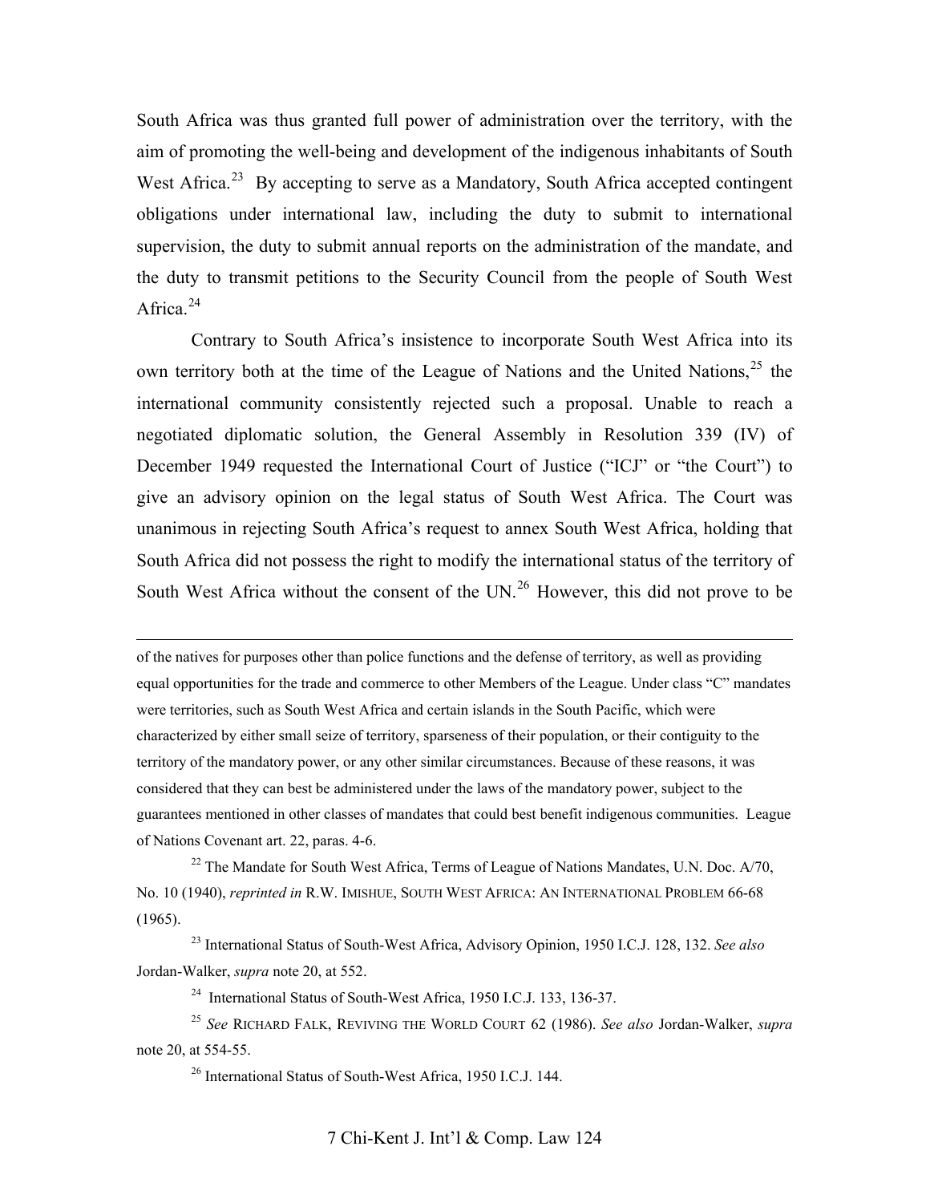South Africa was thus granted full power of administration over the territory, with the aim of promoting the well-being and development of the indigenous inhabitants of South West Africa.[23] By accepting to serve as a Mandatory, South Africa accepted contingent obligations under international law, including the duty to submit to international supervision, the duty to submit annual reports on the administration of the mandate, and the duty to transmit petitions to the Security Council from the people of South West Africa.[24]

Contrary to South Africa's insistence to incorporate South West Africa into its own territory both at the time of the League of Nations and the United Nations,[25] the international community consistently rejected such a proposal. Unable to reach a negotiated diplomatic solution, the General Assembly in Resolution 339 (IV) of December 1949 requested the International Court of Justice ("ICJ" or "the Court") to give an advisory opinion on the legal status of South West Africa. The Court was unanimous in rejecting South Africa's request to annex South West Africa, holding that South Africa did not possess the right to modify the international status of the territory of South West Africa without the consent of the UN.[26] However, this did not prove to be

---

of the natives for purposes other than police functions and the defense of territory, as well as providing equal opportunities for the trade and commerce to other Members of the League. Under class "C" mandates were territories, such as South West Africa and certain islands in the South Pacific, which were characterized by either small seize of territory, sparseness of their population, or their contiguity to the territory of the mandatory power, or any other similar circumstances. Because of these reasons, it was considered that they can best be administered under the laws of the mandatory power, subject to the guarantees mentioned in other classes of mandates that could best benefit indigenous communities. League of Nations Covenant art. 22, paras. 4-6.

[22] The Mandate for South West Africa, Terms of League of Nations Mandates, U.N. Doc. A/70, No. 10 (1940), *reprinted in* R.W. IMISHUE, SOUTH WEST AFRICA: AN INTERNATIONAL PROBLEM 66-68 (1965).

[23] International Status of South-West Africa, Advisory Opinion, 1950 I.C.J. 128, 132. *See also* Jordan-Walker, *supra* note 20, at 552.

[24] International Status of South-West Africa, 1950 I.C.J. 133, 136-37.

[25] *See* RICHARD FALK, REVIVING THE WORLD COURT 62 (1986). *See also* Jordan-Walker, *supra* note 20, at 554-55.

[26] International Status of South-West Africa, 1950 I.C.J. 144.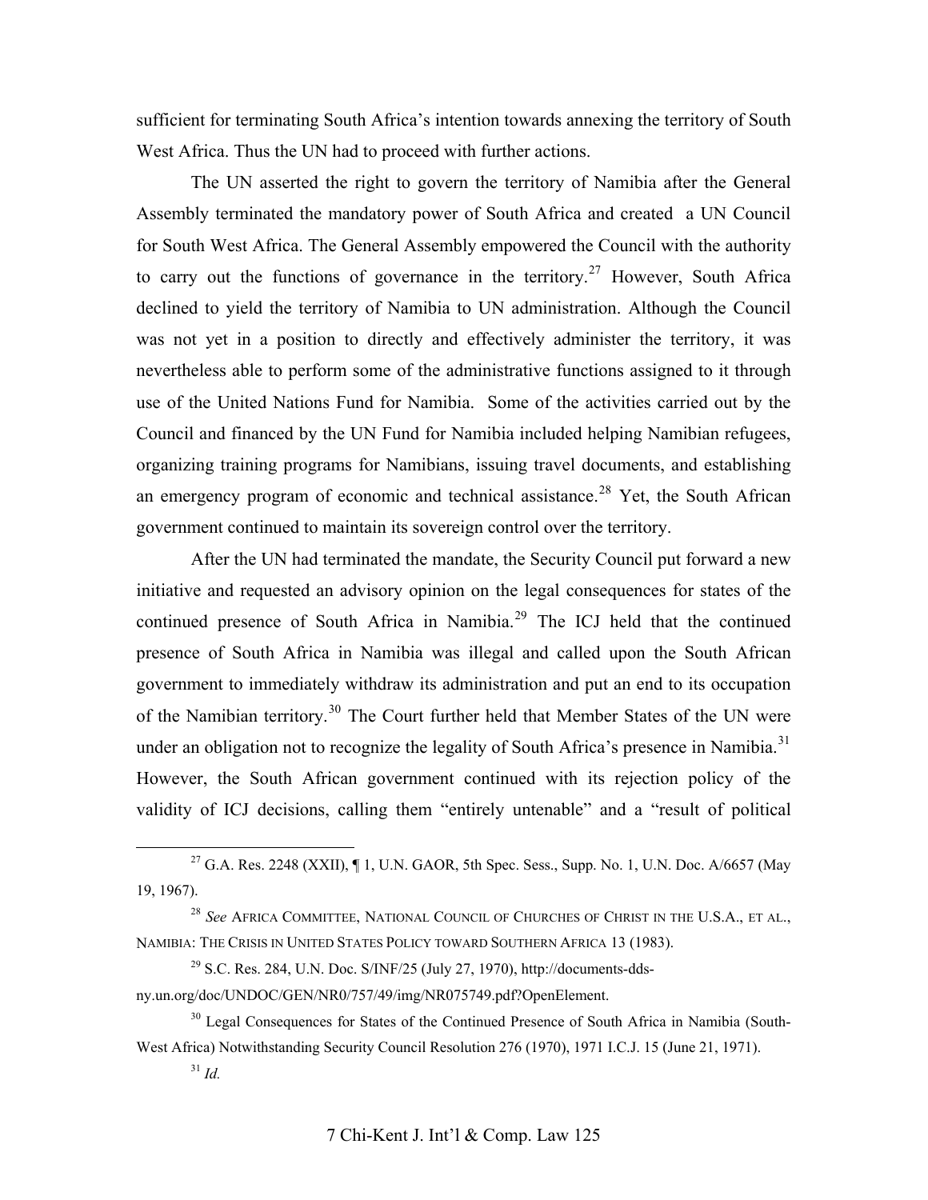sufficient for terminating South Africa's intention towards annexing the territory of South West Africa. Thus the UN had to proceed with further actions.

The UN asserted the right to govern the territory of Namibia after the General Assembly terminated the mandatory power of South Africa and created a UN Council for South West Africa. The General Assembly empowered the Council with the authority to carry out the functions of governance in the territory.[27] However, South Africa declined to yield the territory of Namibia to UN administration. Although the Council was not yet in a position to directly and effectively administer the territory, it was nevertheless able to perform some of the administrative functions assigned to it through use of the United Nations Fund for Namibia. Some of the activities carried out by the Council and financed by the UN Fund for Namibia included helping Namibian refugees, organizing training programs for Namibians, issuing travel documents, and establishing an emergency program of economic and technical assistance.[28] Yet, the South African government continued to maintain its sovereign control over the territory.

After the UN had terminated the mandate, the Security Council put forward a new initiative and requested an advisory opinion on the legal consequences for states of the continued presence of South Africa in Namibia.[29] The ICJ held that the continued presence of South Africa in Namibia was illegal and called upon the South African government to immediately withdraw its administration and put an end to its occupation of the Namibian territory.[30] The Court further held that Member States of the UN were under an obligation not to recognize the legality of South Africa's presence in Namibia.[31] However, the South African government continued with its rejection policy of the validity of ICJ decisions, calling them "entirely untenable" and a "result of political

---

[27] G.A. Res. 2248 (XXII), ¶ 1, U.N. GAOR, 5th Spec. Sess., Supp. No. 1, U.N. Doc. A/6657 (May 19, 1967).

[28] *See* AFRICA COMMITTEE, NATIONAL COUNCIL OF CHURCHES OF CHRIST IN THE U.S.A., ET AL., NAMIBIA: THE CRISIS IN UNITED STATES POLICY TOWARD SOUTHERN AFRICA 13 (1983).

[29] S.C. Res. 284, U.N. Doc. S/INF/25 (July 27, 1970), http://documents-dds-ny.un.org/doc/UNDOC/GEN/NR0/757/49/img/NR075749.pdf?OpenElement.

[30] Legal Consequences for States of the Continued Presence of South Africa in Namibia (South-West Africa) Notwithstanding Security Council Resolution 276 (1970), 1971 I.C.J. 15 (June 21, 1971).

[31] *Id.*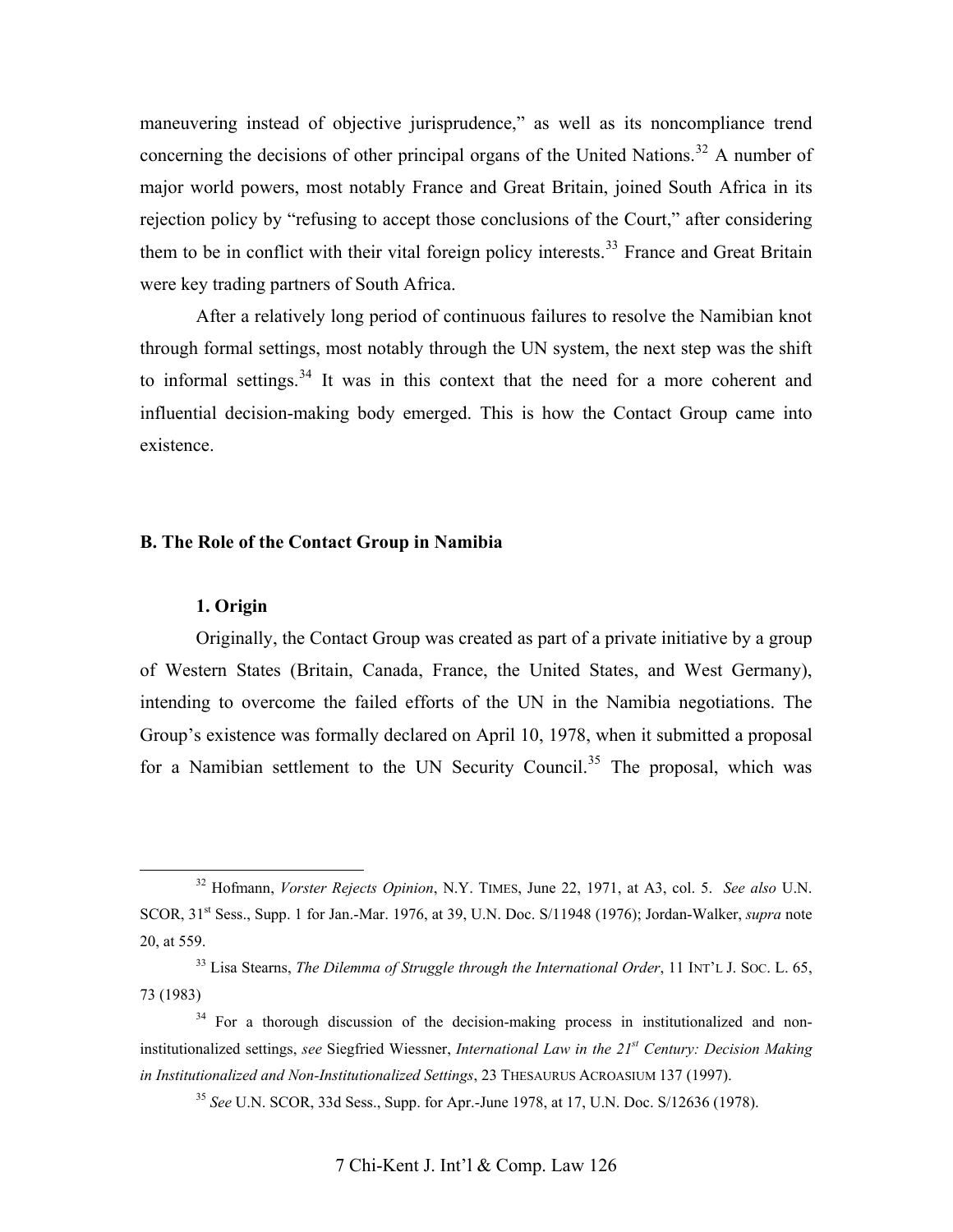maneuvering instead of objective jurisprudence," as well as its noncompliance trend concerning the decisions of other principal organs of the United Nations.[32] A number of major world powers, most notably France and Great Britain, joined South Africa in its rejection policy by "refusing to accept those conclusions of the Court," after considering them to be in conflict with their vital foreign policy interests.[33] France and Great Britain were key trading partners of South Africa.

After a relatively long period of continuous failures to resolve the Namibian knot through formal settings, most notably through the UN system, the next step was the shift to informal settings.[34] It was in this context that the need for a more coherent and influential decision-making body emerged. This is how the Contact Group came into existence.

**B. The Role of the Contact Group in Namibia**

**1. Origin**

Originally, the Contact Group was created as part of a private initiative by a group of Western States (Britain, Canada, France, the United States, and West Germany), intending to overcome the failed efforts of the UN in the Namibia negotiations. The Group's existence was formally declared on April 10, 1978, when it submitted a proposal for a Namibian settlement to the UN Security Council.[35] The proposal, which was

---

[32] Hofmann, *Vorster Rejects Opinion*, N.Y. TIMES, June 22, 1971, at A3, col. 5. *See also* U.N. SCOR, 31st Sess., Supp. 1 for Jan.-Mar. 1976, at 39, U.N. Doc. S/11948 (1976); Jordan-Walker, *supra* note 20, at 559.

[33] Lisa Stearns, *The Dilemma of Struggle through the International Order*, 11 INT'L J. SOC. L. 65, 73 (1983)

[34] For a thorough discussion of the decision-making process in institutionalized and non-institutionalized settings, *see* Siegfried Wiessner, *International Law in the 21st Century: Decision Making in Institutionalized and Non-Institutionalized Settings*, 23 THESAURUS ACROASIUM 137 (1997).

[35] *See* U.N. SCOR, 33d Sess., Supp. for Apr.-June 1978, at 17, U.N. Doc. S/12636 (1978).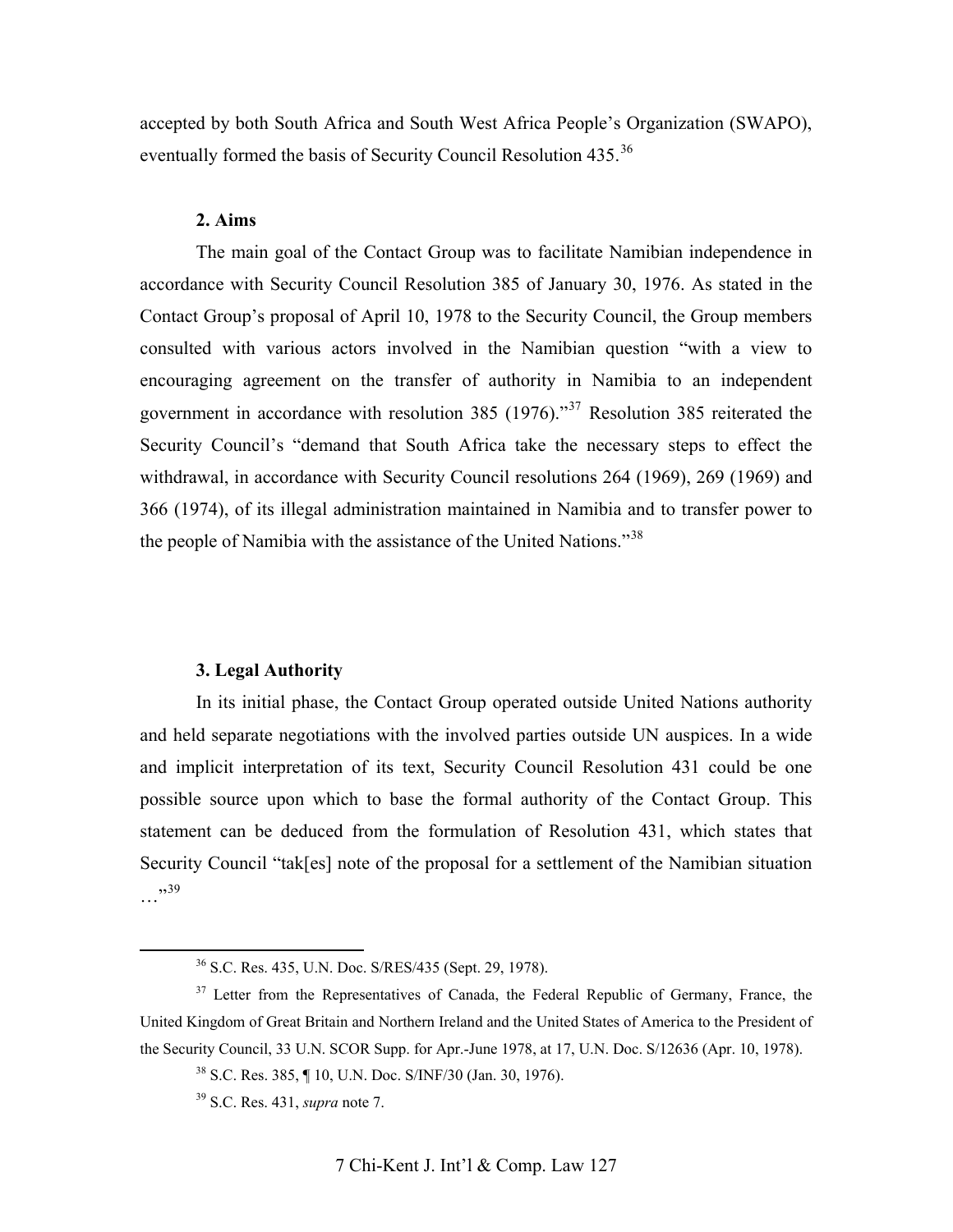accepted by both South Africa and South West Africa People's Organization (SWAPO), eventually formed the basis of Security Council Resolution 435.[36]

### 2. Aims

The main goal of the Contact Group was to facilitate Namibian independence in accordance with Security Council Resolution 385 of January 30, 1976. As stated in the Contact Group's proposal of April 10, 1978 to the Security Council, the Group members consulted with various actors involved in the Namibian question "with a view to encouraging agreement on the transfer of authority in Namibia to an independent government in accordance with resolution 385 (1976)."[37] Resolution 385 reiterated the Security Council's "demand that South Africa take the necessary steps to effect the withdrawal, in accordance with Security Council resolutions 264 (1969), 269 (1969) and 366 (1974), of its illegal administration maintained in Namibia and to transfer power to the people of Namibia with the assistance of the United Nations."[38]

### 3. Legal Authority

In its initial phase, the Contact Group operated outside United Nations authority and held separate negotiations with the involved parties outside UN auspices. In a wide and implicit interpretation of its text, Security Council Resolution 431 could be one possible source upon which to base the formal authority of the Contact Group. This statement can be deduced from the formulation of Resolution 431, which states that Security Council "tak[es] note of the proposal for a settlement of the Namibian situation …"[39]

---

[36] S.C. Res. 435, U.N. Doc. S/RES/435 (Sept. 29, 1978).

[37] Letter from the Representatives of Canada, the Federal Republic of Germany, France, the United Kingdom of Great Britain and Northern Ireland and the United States of America to the President of the Security Council, 33 U.N. SCOR Supp. for Apr.-June 1978, at 17, U.N. Doc. S/12636 (Apr. 10, 1978).

[38] S.C. Res. 385, ¶ 10, U.N. Doc. S/INF/30 (Jan. 30, 1976).

[39] S.C. Res. 431, *supra* note 7.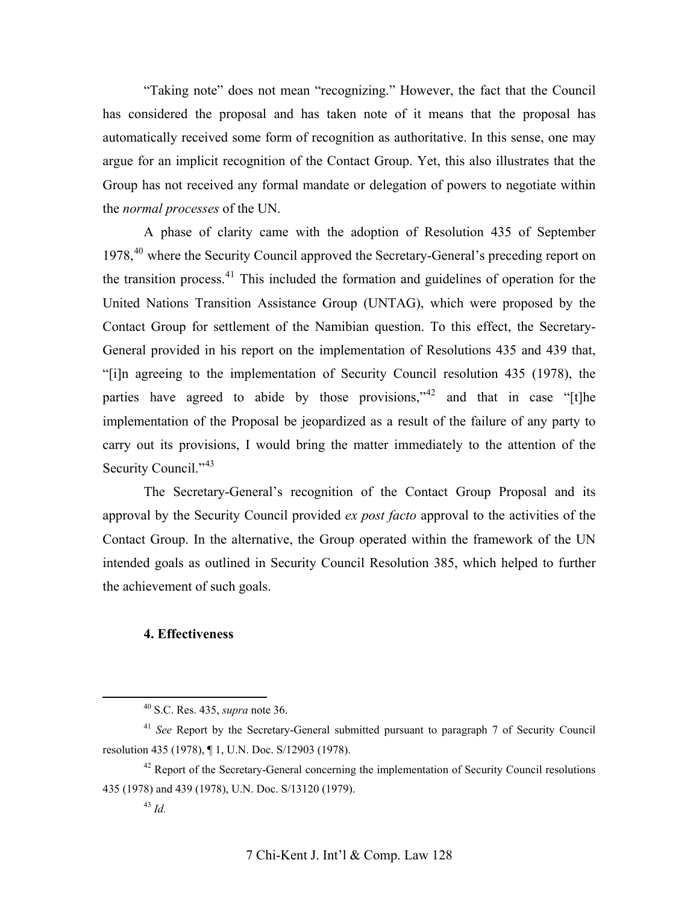"Taking note" does not mean "recognizing." However, the fact that the Council has considered the proposal and has taken note of it means that the proposal has automatically received some form of recognition as authoritative. In this sense, one may argue for an implicit recognition of the Contact Group. Yet, this also illustrates that the Group has not received any formal mandate or delegation of powers to negotiate within the *normal processes* of the UN.

A phase of clarity came with the adoption of Resolution 435 of September 1978,[40] where the Security Council approved the Secretary-General's preceding report on the transition process.[41] This included the formation and guidelines of operation for the United Nations Transition Assistance Group (UNTAG), which were proposed by the Contact Group for settlement of the Namibian question. To this effect, the Secretary-General provided in his report on the implementation of Resolutions 435 and 439 that, "[i]n agreeing to the implementation of Security Council resolution 435 (1978), the parties have agreed to abide by those provisions,"[42] and that in case "[t]he implementation of the Proposal be jeopardized as a result of the failure of any party to carry out its provisions, I would bring the matter immediately to the attention of the Security Council."[43]

The Secretary-General's recognition of the Contact Group Proposal and its approval by the Security Council provided *ex post facto* approval to the activities of the Contact Group. In the alternative, the Group operated within the framework of the UN intended goals as outlined in Security Council Resolution 385, which helped to further the achievement of such goals.

#### 4. Effectiveness

---

[40] S.C. Res. 435, *supra* note 36.

[41] *See* Report by the Secretary-General submitted pursuant to paragraph 7 of Security Council resolution 435 (1978), ¶ 1, U.N. Doc. S/12903 (1978).

[42] Report of the Secretary-General concerning the implementation of Security Council resolutions 435 (1978) and 439 (1978), U.N. Doc. S/13120 (1979).

[43] *Id.*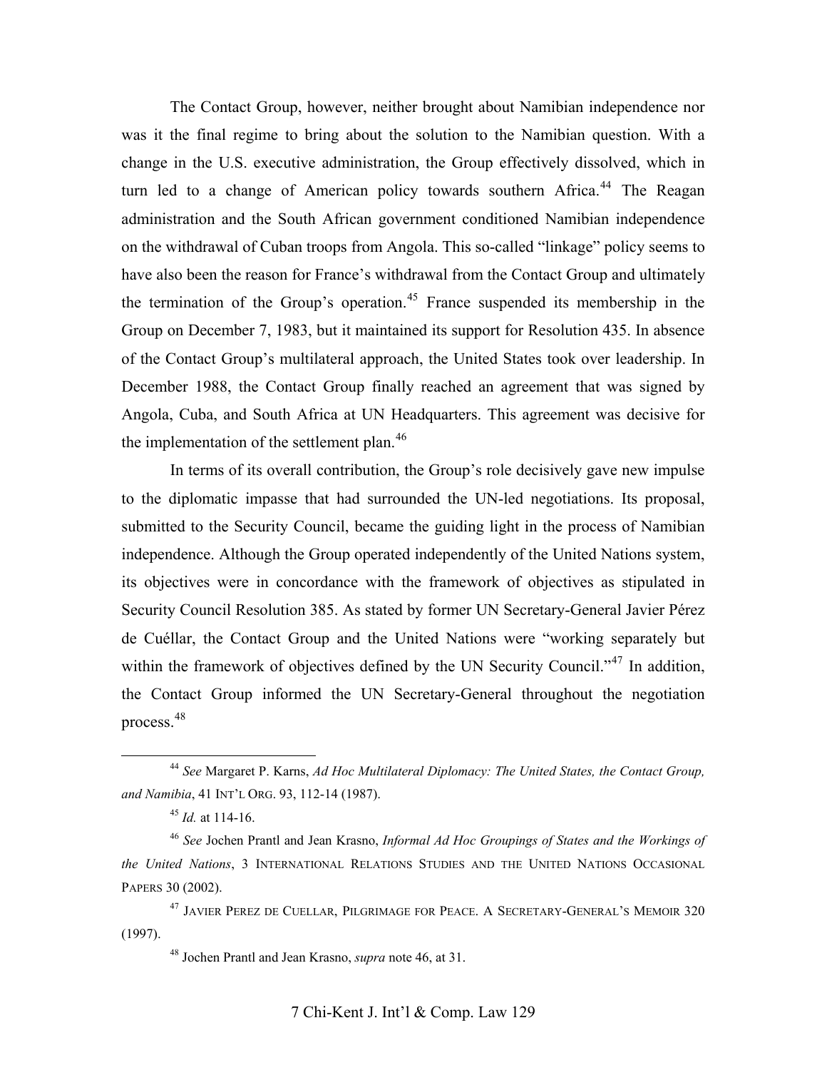The Contact Group, however, neither brought about Namibian independence nor was it the final regime to bring about the solution to the Namibian question. With a change in the U.S. executive administration, the Group effectively dissolved, which in turn led to a change of American policy towards southern Africa.[44] The Reagan administration and the South African government conditioned Namibian independence on the withdrawal of Cuban troops from Angola. This so-called "linkage" policy seems to have also been the reason for France's withdrawal from the Contact Group and ultimately the termination of the Group's operation.[45] France suspended its membership in the Group on December 7, 1983, but it maintained its support for Resolution 435. In absence of the Contact Group's multilateral approach, the United States took over leadership. In December 1988, the Contact Group finally reached an agreement that was signed by Angola, Cuba, and South Africa at UN Headquarters. This agreement was decisive for the implementation of the settlement plan.[46]

In terms of its overall contribution, the Group's role decisively gave new impulse to the diplomatic impasse that had surrounded the UN-led negotiations. Its proposal, submitted to the Security Council, became the guiding light in the process of Namibian independence. Although the Group operated independently of the United Nations system, its objectives were in concordance with the framework of objectives as stipulated in Security Council Resolution 385. As stated by former UN Secretary-General Javier Pérez de Cuéllar, the Contact Group and the United Nations were "working separately but within the framework of objectives defined by the UN Security Council."[47] In addition, the Contact Group informed the UN Secretary-General throughout the negotiation process.[48]

---

[44] *See* Margaret P. Karns, *Ad Hoc Multilateral Diplomacy: The United States, the Contact Group, and Namibia*, 41 INT'L ORG. 93, 112-14 (1987).

[45] *Id.* at 114-16.

[46] *See* Jochen Prantl and Jean Krasno, *Informal Ad Hoc Groupings of States and the Workings of the United Nations*, 3 INTERNATIONAL RELATIONS STUDIES AND THE UNITED NATIONS OCCASIONAL PAPERS 30 (2002).

[47] JAVIER PEREZ DE CUELLAR, PILGRIMAGE FOR PEACE. A SECRETARY-GENERAL'S MEMOIR 320 (1997).

[48] Jochen Prantl and Jean Krasno, *supra* note 46, at 31.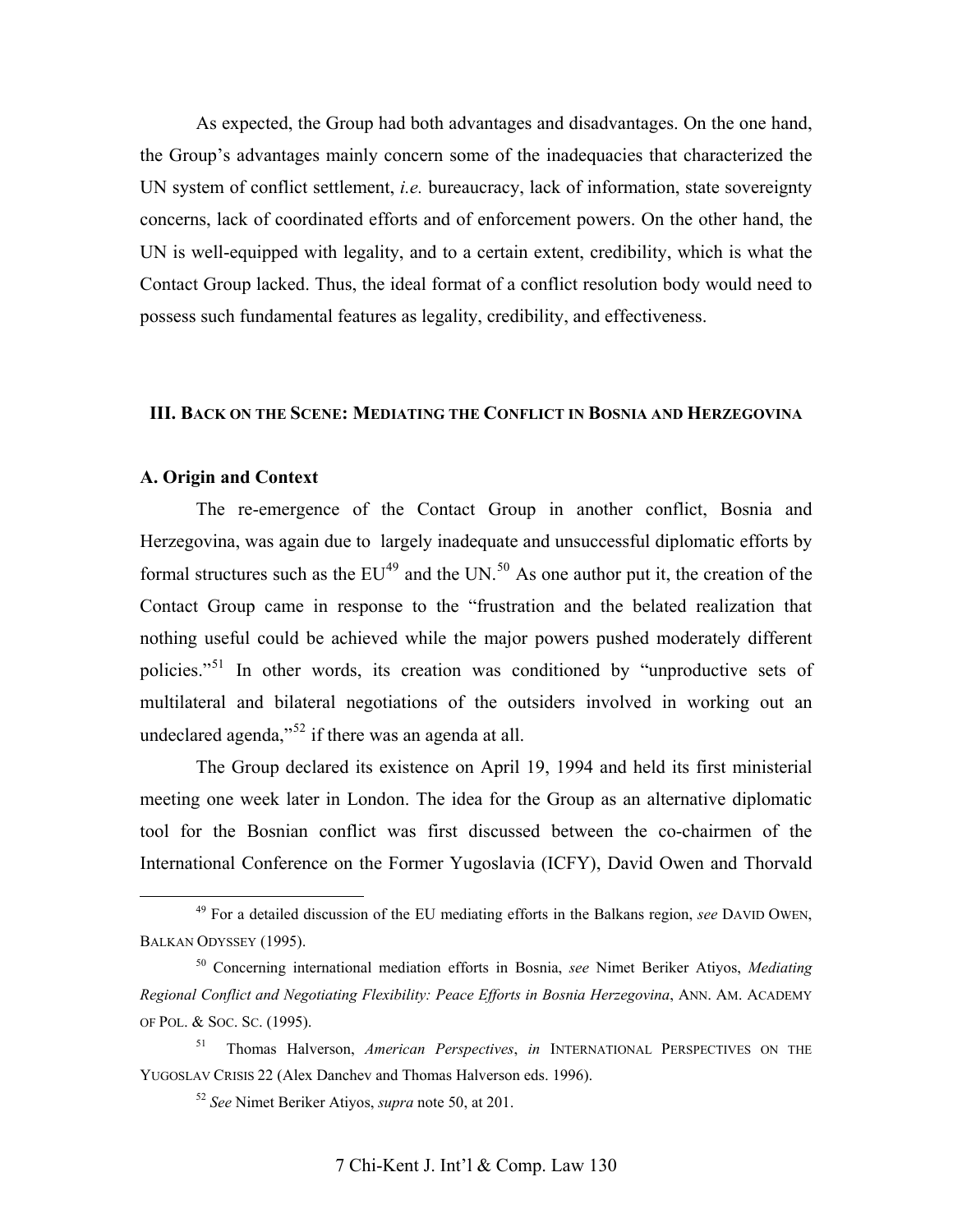As expected, the Group had both advantages and disadvantages. On the one hand, the Group's advantages mainly concern some of the inadequacies that characterized the UN system of conflict settlement, *i.e.* bureaucracy, lack of information, state sovereignty concerns, lack of coordinated efforts and of enforcement powers. On the other hand, the UN is well-equipped with legality, and to a certain extent, credibility, which is what the Contact Group lacked. Thus, the ideal format of a conflict resolution body would need to possess such fundamental features as legality, credibility, and effectiveness.

## III. BACK ON THE SCENE: MEDIATING THE CONFLICT IN BOSNIA AND HERZEGOVINA

### A. Origin and Context

The re-emergence of the Contact Group in another conflict, Bosnia and Herzegovina, was again due to largely inadequate and unsuccessful diplomatic efforts by formal structures such as the EU[49] and the UN.[50] As one author put it, the creation of the Contact Group came in response to the "frustration and the belated realization that nothing useful could be achieved while the major powers pushed moderately different policies."[51] In other words, its creation was conditioned by "unproductive sets of multilateral and bilateral negotiations of the outsiders involved in working out an undeclared agenda,"[52] if there was an agenda at all.

The Group declared its existence on April 19, 1994 and held its first ministerial meeting one week later in London. The idea for the Group as an alternative diplomatic tool for the Bosnian conflict was first discussed between the co-chairmen of the International Conference on the Former Yugoslavia (ICFY), David Owen and Thorvald

---

[49] For a detailed discussion of the EU mediating efforts in the Balkans region, *see* DAVID OWEN, BALKAN ODYSSEY (1995).

[50] Concerning international mediation efforts in Bosnia, *see* Nimet Beriker Atiyos, *Mediating Regional Conflict and Negotiating Flexibility: Peace Efforts in Bosnia Herzegovina*, ANN. AM. ACADEMY OF POL. & SOC. SC. (1995).

[51] Thomas Halverson, *American Perspectives*, *in* INTERNATIONAL PERSPECTIVES ON THE YUGOSLAV CRISIS 22 (Alex Danchev and Thomas Halverson eds. 1996).

[52] *See* Nimet Beriker Atiyos, *supra* note 50, at 201.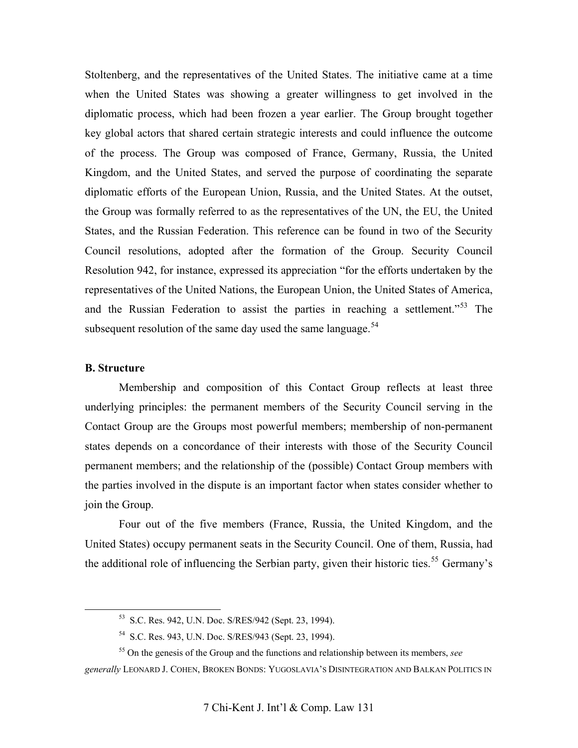Stoltenberg, and the representatives of the United States. The initiative came at a time when the United States was showing a greater willingness to get involved in the diplomatic process, which had been frozen a year earlier. The Group brought together key global actors that shared certain strategic interests and could influence the outcome of the process. The Group was composed of France, Germany, Russia, the United Kingdom, and the United States, and served the purpose of coordinating the separate diplomatic efforts of the European Union, Russia, and the United States. At the outset, the Group was formally referred to as the representatives of the UN, the EU, the United States, and the Russian Federation. This reference can be found in two of the Security Council resolutions, adopted after the formation of the Group. Security Council Resolution 942, for instance, expressed its appreciation "for the efforts undertaken by the representatives of the United Nations, the European Union, the United States of America, and the Russian Federation to assist the parties in reaching a settlement."[53] The subsequent resolution of the same day used the same language.[54]

### B. Structure

Membership and composition of this Contact Group reflects at least three underlying principles: the permanent members of the Security Council serving in the Contact Group are the Groups most powerful members; membership of non-permanent states depends on a concordance of their interests with those of the Security Council permanent members; and the relationship of the (possible) Contact Group members with the parties involved in the dispute is an important factor when states consider whether to join the Group.

Four out of the five members (France, Russia, the United Kingdom, and the United States) occupy permanent seats in the Security Council. One of them, Russia, had the additional role of influencing the Serbian party, given their historic ties.[55] Germany's

---

[53] S.C. Res. 942, U.N. Doc. S/RES/942 (Sept. 23, 1994).

[54] S.C. Res. 943, U.N. Doc. S/RES/943 (Sept. 23, 1994).

[55] On the genesis of the Group and the functions and relationship between its members, *see generally* LEONARD J. COHEN, BROKEN BONDS: YUGOSLAVIA'S DISINTEGRATION AND BALKAN POLITICS IN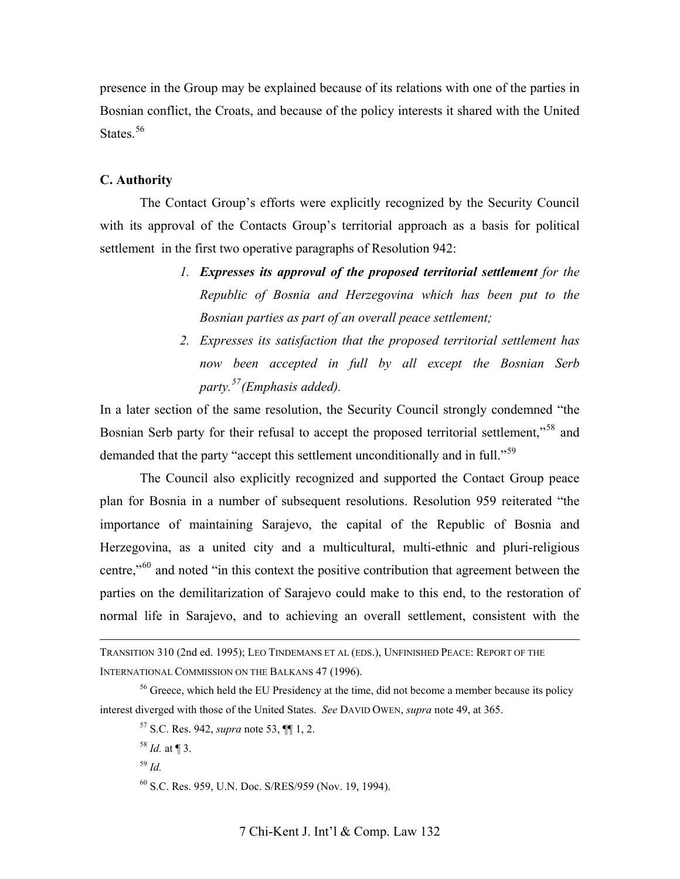presence in the Group may be explained because of its relations with one of the parties in Bosnian conflict, the Croats, and because of the policy interests it shared with the United States.[56]

### C. Authority

The Contact Group's efforts were explicitly recognized by the Security Council with its approval of the Contacts Group's territorial approach as a basis for political settlement in the first two operative paragraphs of Resolution 942:

> 1. ***Expresses its approval of the proposed territorial settlement*** *for the Republic of Bosnia and Herzegovina which has been put to the Bosnian parties as part of an overall peace settlement;*
> 2. *Expresses its satisfaction that the proposed territorial settlement has now been accepted in full by all except the Bosnian Serb party.*[57] *(Emphasis added).*

In a later section of the same resolution, the Security Council strongly condemned "the Bosnian Serb party for their refusal to accept the proposed territorial settlement,"[58] and demanded that the party "accept this settlement unconditionally and in full."[59]

The Council also explicitly recognized and supported the Contact Group peace plan for Bosnia in a number of subsequent resolutions. Resolution 959 reiterated "the importance of maintaining Sarajevo, the capital of the Republic of Bosnia and Herzegovina, as a united city and a multicultural, multi-ethnic and pluri-religious centre,"[60] and noted "in this context the positive contribution that agreement between the parties on the demilitarization of Sarajevo could make to this end, to the restoration of normal life in Sarajevo, and to achieving an overall settlement, consistent with the

---

TRANSITION 310 (2nd ed. 1995); LEO TINDEMANS ET AL (EDS.), UNFINISHED PEACE: REPORT OF THE INTERNATIONAL COMMISSION ON THE BALKANS 47 (1996).

[56] Greece, which held the EU Presidency at the time, did not become a member because its policy interest diverged with those of the United States. *See* DAVID OWEN, *supra* note 49, at 365.

[57] S.C. Res. 942, *supra* note 53, ¶¶ 1, 2.

[58] *Id.* at ¶ 3.

[59] *Id.*

[60] S.C. Res. 959, U.N. Doc. S/RES/959 (Nov. 19, 1994).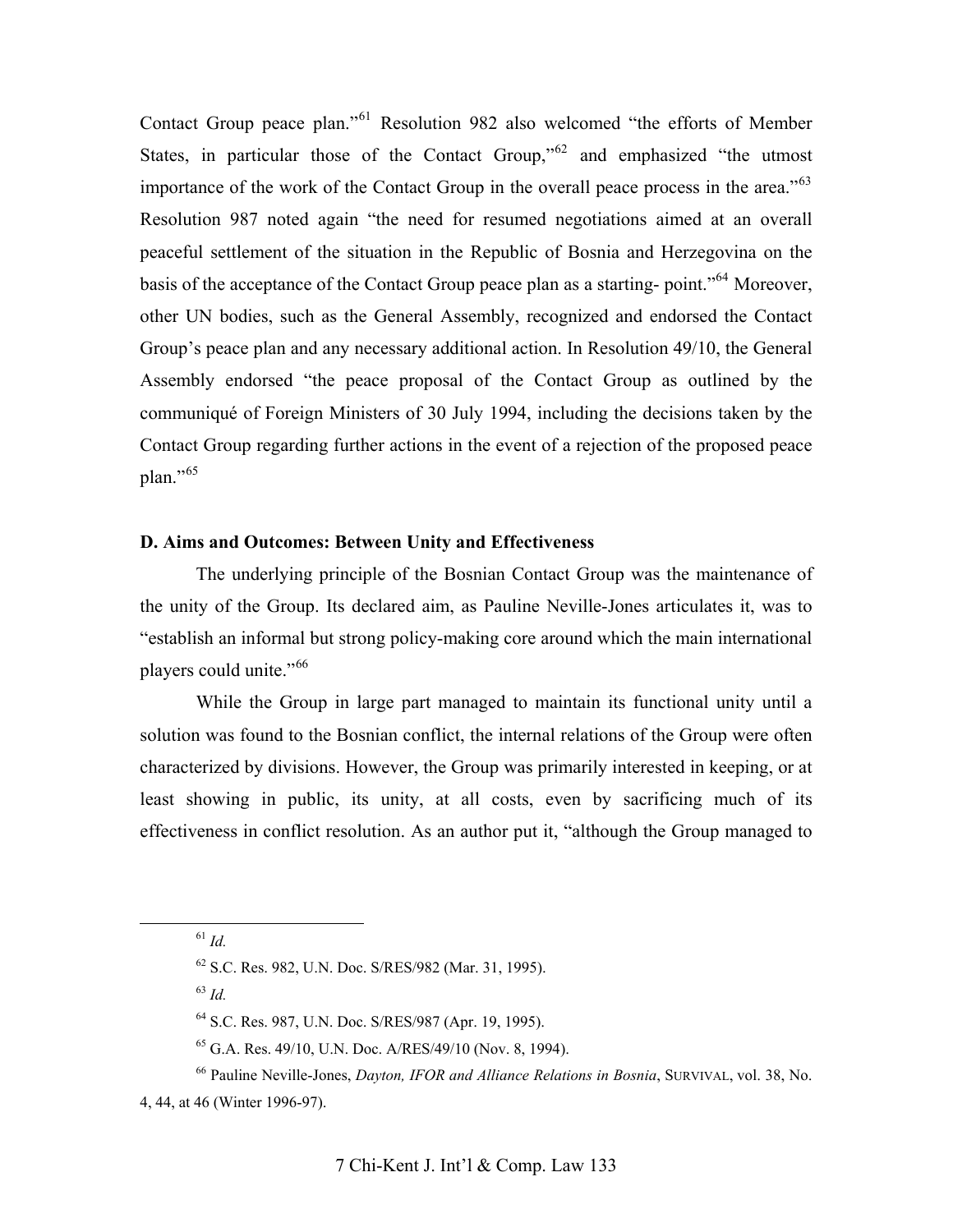Contact Group peace plan."[61] Resolution 982 also welcomed "the efforts of Member States, in particular those of the Contact Group,"[62] and emphasized "the utmost importance of the work of the Contact Group in the overall peace process in the area."[63] Resolution 987 noted again "the need for resumed negotiations aimed at an overall peaceful settlement of the situation in the Republic of Bosnia and Herzegovina on the basis of the acceptance of the Contact Group peace plan as a starting- point."[64] Moreover, other UN bodies, such as the General Assembly, recognized and endorsed the Contact Group's peace plan and any necessary additional action. In Resolution 49/10, the General Assembly endorsed "the peace proposal of the Contact Group as outlined by the communiqué of Foreign Ministers of 30 July 1994, including the decisions taken by the Contact Group regarding further actions in the event of a rejection of the proposed peace plan."[65]

**D. Aims and Outcomes: Between Unity and Effectiveness**

The underlying principle of the Bosnian Contact Group was the maintenance of the unity of the Group. Its declared aim, as Pauline Neville-Jones articulates it, was to "establish an informal but strong policy-making core around which the main international players could unite."[66]

While the Group in large part managed to maintain its functional unity until a solution was found to the Bosnian conflict, the internal relations of the Group were often characterized by divisions. However, the Group was primarily interested in keeping, or at least showing in public, its unity, at all costs, even by sacrificing much of its effectiveness in conflict resolution. As an author put it, "although the Group managed to

---

[61] *Id.*

[62] S.C. Res. 982, U.N. Doc. S/RES/982 (Mar. 31, 1995).

[63] *Id.*

[64] S.C. Res. 987, U.N. Doc. S/RES/987 (Apr. 19, 1995).

[65] G.A. Res. 49/10, U.N. Doc. A/RES/49/10 (Nov. 8, 1994).

[66] Pauline Neville-Jones, *Dayton, IFOR and Alliance Relations in Bosnia*, SURVIVAL, vol. 38, No. 4, 44, at 46 (Winter 1996-97).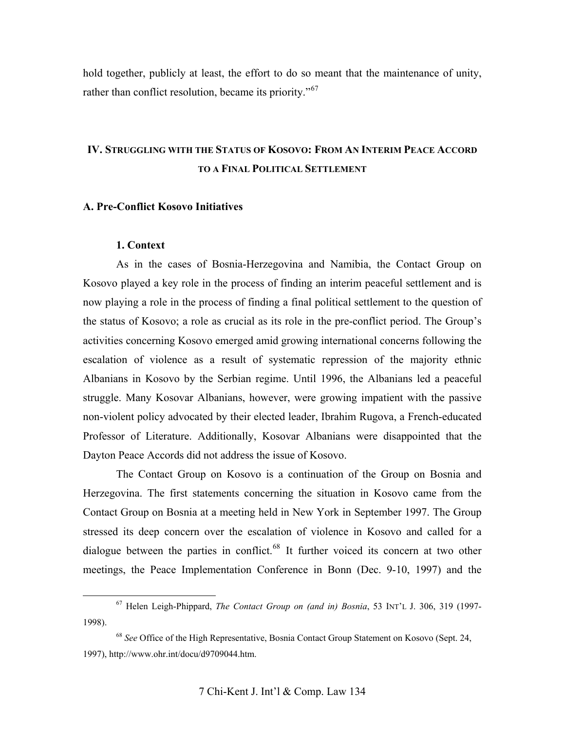hold together, publicly at least, the effort to do so meant that the maintenance of unity, rather than conflict resolution, became its priority."[67]

## IV. Struggling with the Status of Kosovo: From An Interim Peace Accord to a Final Political Settlement

### A. Pre-Conflict Kosovo Initiatives

#### 1. Context

As in the cases of Bosnia-Herzegovina and Namibia, the Contact Group on Kosovo played a key role in the process of finding an interim peaceful settlement and is now playing a role in the process of finding a final political settlement to the question of the status of Kosovo; a role as crucial as its role in the pre-conflict period. The Group's activities concerning Kosovo emerged amid growing international concerns following the escalation of violence as a result of systematic repression of the majority ethnic Albanians in Kosovo by the Serbian regime. Until 1996, the Albanians led a peaceful struggle. Many Kosovar Albanians, however, were growing impatient with the passive non-violent policy advocated by their elected leader, Ibrahim Rugova, a French-educated Professor of Literature. Additionally, Kosovar Albanians were disappointed that the Dayton Peace Accords did not address the issue of Kosovo.

The Contact Group on Kosovo is a continuation of the Group on Bosnia and Herzegovina. The first statements concerning the situation in Kosovo came from the Contact Group on Bosnia at a meeting held in New York in September 1997. The Group stressed its deep concern over the escalation of violence in Kosovo and called for a dialogue between the parties in conflict.[68] It further voiced its concern at two other meetings, the Peace Implementation Conference in Bonn (Dec. 9-10, 1997) and the

---

[67] Helen Leigh-Phippard, *The Contact Group on (and in) Bosnia*, 53 INT'L J. 306, 319 (1997-1998).

[68] *See* Office of the High Representative, Bosnia Contact Group Statement on Kosovo (Sept. 24, 1997), http://www.ohr.int/docu/d9709044.htm.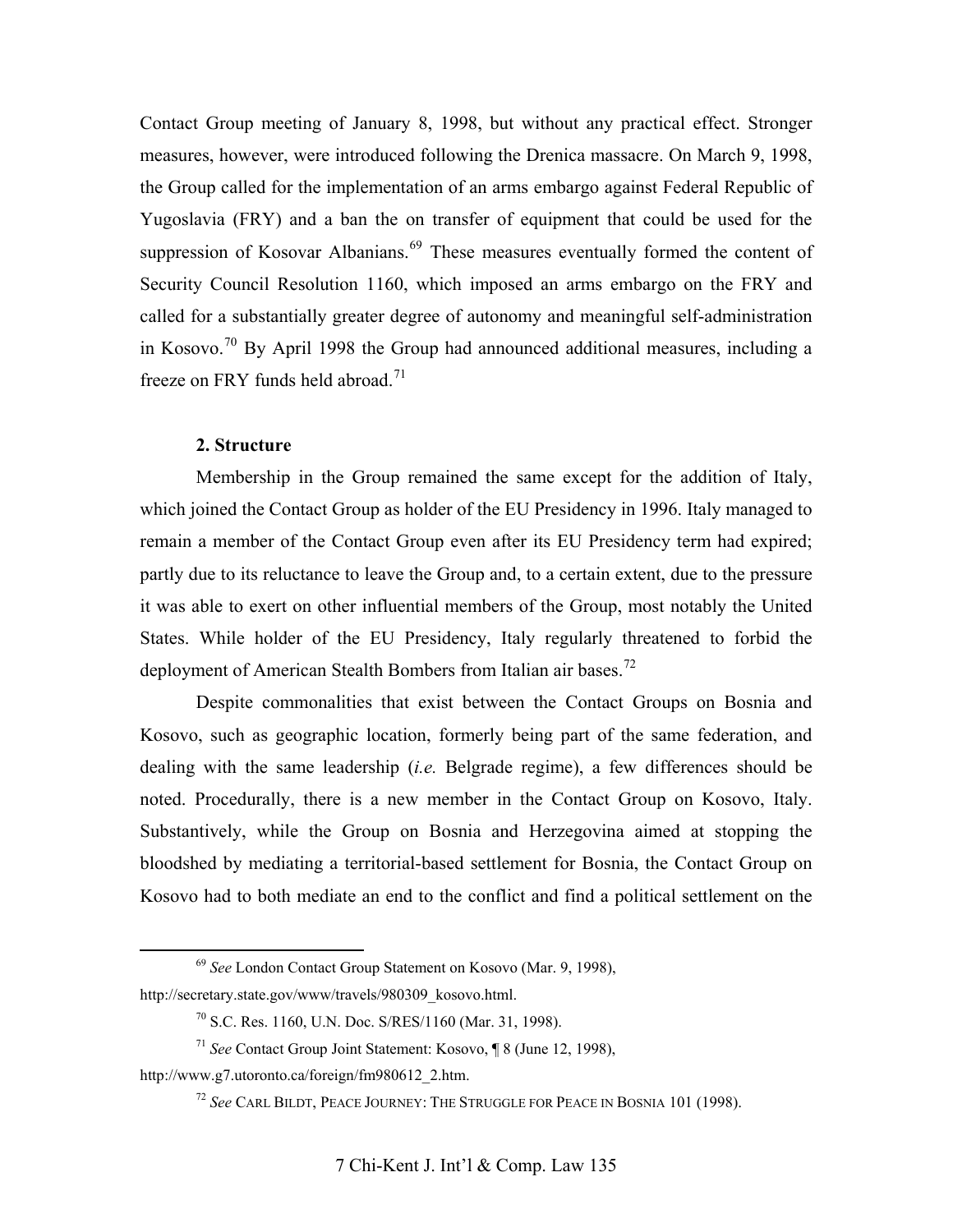Contact Group meeting of January 8, 1998, but without any practical effect. Stronger measures, however, were introduced following the Drenica massacre. On March 9, 1998, the Group called for the implementation of an arms embargo against Federal Republic of Yugoslavia (FRY) and a ban the on transfer of equipment that could be used for the suppression of Kosovar Albanians.[69] These measures eventually formed the content of Security Council Resolution 1160, which imposed an arms embargo on the FRY and called for a substantially greater degree of autonomy and meaningful self-administration in Kosovo.[70] By April 1998 the Group had announced additional measures, including a freeze on FRY funds held abroad.[71]

**2. Structure**

Membership in the Group remained the same except for the addition of Italy, which joined the Contact Group as holder of the EU Presidency in 1996. Italy managed to remain a member of the Contact Group even after its EU Presidency term had expired; partly due to its reluctance to leave the Group and, to a certain extent, due to the pressure it was able to exert on other influential members of the Group, most notably the United States. While holder of the EU Presidency, Italy regularly threatened to forbid the deployment of American Stealth Bombers from Italian air bases.[72]

Despite commonalities that exist between the Contact Groups on Bosnia and Kosovo, such as geographic location, formerly being part of the same federation, and dealing with the same leadership (*i.e.* Belgrade regime), a few differences should be noted. Procedurally, there is a new member in the Contact Group on Kosovo, Italy. Substantively, while the Group on Bosnia and Herzegovina aimed at stopping the bloodshed by mediating a territorial-based settlement for Bosnia, the Contact Group on Kosovo had to both mediate an end to the conflict and find a political settlement on the

---

[69] *See* London Contact Group Statement on Kosovo (Mar. 9, 1998), http://secretary.state.gov/www/travels/980309_kosovo.html.

[70] S.C. Res. 1160, U.N. Doc. S/RES/1160 (Mar. 31, 1998).

[71] *See* Contact Group Joint Statement: Kosovo, ¶ 8 (June 12, 1998), http://www.g7.utoronto.ca/foreign/fm980612_2.htm.

[72] *See* CARL BILDT, PEACE JOURNEY: THE STRUGGLE FOR PEACE IN BOSNIA 101 (1998).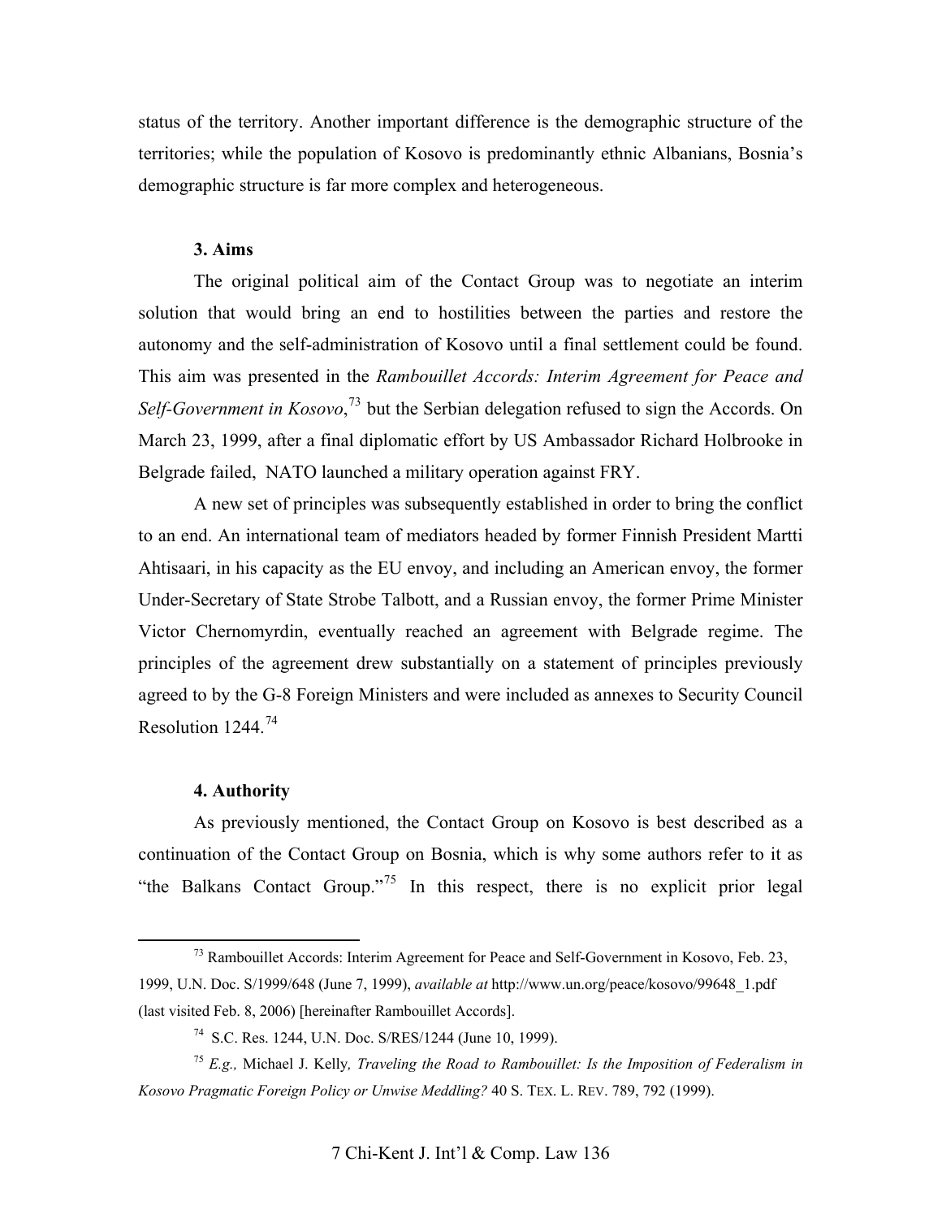status of the territory. Another important difference is the demographic structure of the territories; while the population of Kosovo is predominantly ethnic Albanians, Bosnia's demographic structure is far more complex and heterogeneous.

### 3. Aims

The original political aim of the Contact Group was to negotiate an interim solution that would bring an end to hostilities between the parties and restore the autonomy and the self-administration of Kosovo until a final settlement could be found. This aim was presented in the *Rambouillet Accords: Interim Agreement for Peace and Self-Government in Kosovo*,[73] but the Serbian delegation refused to sign the Accords. On March 23, 1999, after a final diplomatic effort by US Ambassador Richard Holbrooke in Belgrade failed, NATO launched a military operation against FRY.

A new set of principles was subsequently established in order to bring the conflict to an end. An international team of mediators headed by former Finnish President Martti Ahtisaari, in his capacity as the EU envoy, and including an American envoy, the former Under-Secretary of State Strobe Talbott, and a Russian envoy, the former Prime Minister Victor Chernomyrdin, eventually reached an agreement with Belgrade regime. The principles of the agreement drew substantially on a statement of principles previously agreed to by the G-8 Foreign Ministers and were included as annexes to Security Council Resolution 1244.[74]

### 4. Authority

As previously mentioned, the Contact Group on Kosovo is best described as a continuation of the Contact Group on Bosnia, which is why some authors refer to it as "the Balkans Contact Group."[75] In this respect, there is no explicit prior legal

---

[73] Rambouillet Accords: Interim Agreement for Peace and Self-Government in Kosovo, Feb. 23, 1999, U.N. Doc. S/1999/648 (June 7, 1999), *available at* http://www.un.org/peace/kosovo/99648_1.pdf (last visited Feb. 8, 2006) [hereinafter Rambouillet Accords].

[74] S.C. Res. 1244, U.N. Doc. S/RES/1244 (June 10, 1999).

[75] *E.g.,* Michael J. Kelly*, Traveling the Road to Rambouillet: Is the Imposition of Federalism in Kosovo Pragmatic Foreign Policy or Unwise Meddling?* 40 S. TEX. L. REV. 789, 792 (1999).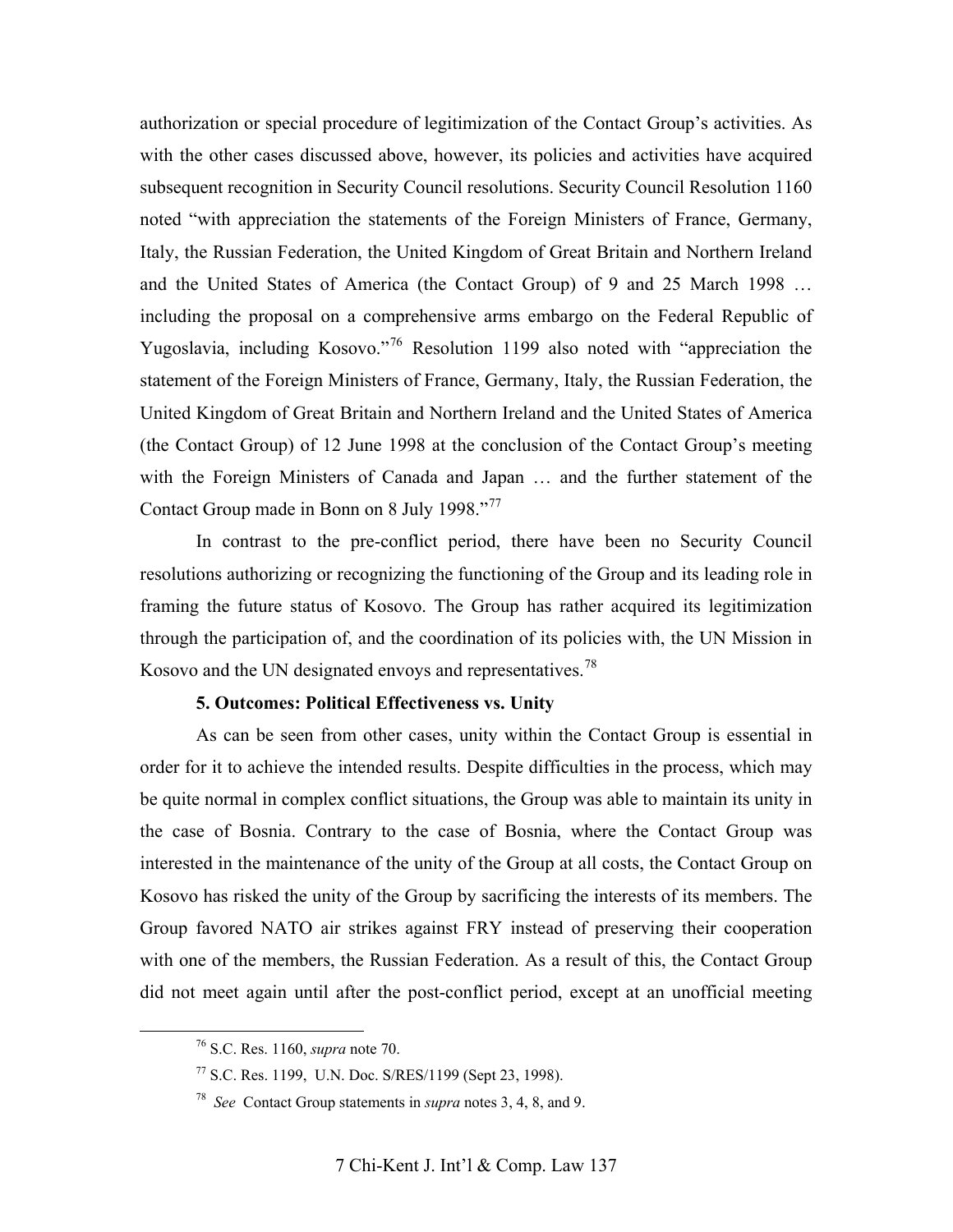authorization or special procedure of legitimization of the Contact Group's activities. As with the other cases discussed above, however, its policies and activities have acquired subsequent recognition in Security Council resolutions. Security Council Resolution 1160 noted "with appreciation the statements of the Foreign Ministers of France, Germany, Italy, the Russian Federation, the United Kingdom of Great Britain and Northern Ireland and the United States of America (the Contact Group) of 9 and 25 March 1998 … including the proposal on a comprehensive arms embargo on the Federal Republic of Yugoslavia, including Kosovo."[76] Resolution 1199 also noted with "appreciation the statement of the Foreign Ministers of France, Germany, Italy, the Russian Federation, the United Kingdom of Great Britain and Northern Ireland and the United States of America (the Contact Group) of 12 June 1998 at the conclusion of the Contact Group's meeting with the Foreign Ministers of Canada and Japan … and the further statement of the Contact Group made in Bonn on 8 July 1998."[77]

In contrast to the pre-conflict period, there have been no Security Council resolutions authorizing or recognizing the functioning of the Group and its leading role in framing the future status of Kosovo. The Group has rather acquired its legitimization through the participation of, and the coordination of its policies with, the UN Mission in Kosovo and the UN designated envoys and representatives.[78]

**5. Outcomes: Political Effectiveness vs. Unity**

As can be seen from other cases, unity within the Contact Group is essential in order for it to achieve the intended results. Despite difficulties in the process, which may be quite normal in complex conflict situations, the Group was able to maintain its unity in the case of Bosnia. Contrary to the case of Bosnia, where the Contact Group was interested in the maintenance of the unity of the Group at all costs, the Contact Group on Kosovo has risked the unity of the Group by sacrificing the interests of its members. The Group favored NATO air strikes against FRY instead of preserving their cooperation with one of the members, the Russian Federation. As a result of this, the Contact Group did not meet again until after the post-conflict period, except at an unofficial meeting

---

[76] S.C. Res. 1160, *supra* note 70.

[77] S.C. Res. 1199, U.N. Doc. S/RES/1199 (Sept 23, 1998).

[78] *See* Contact Group statements in *supra* notes 3, 4, 8, and 9.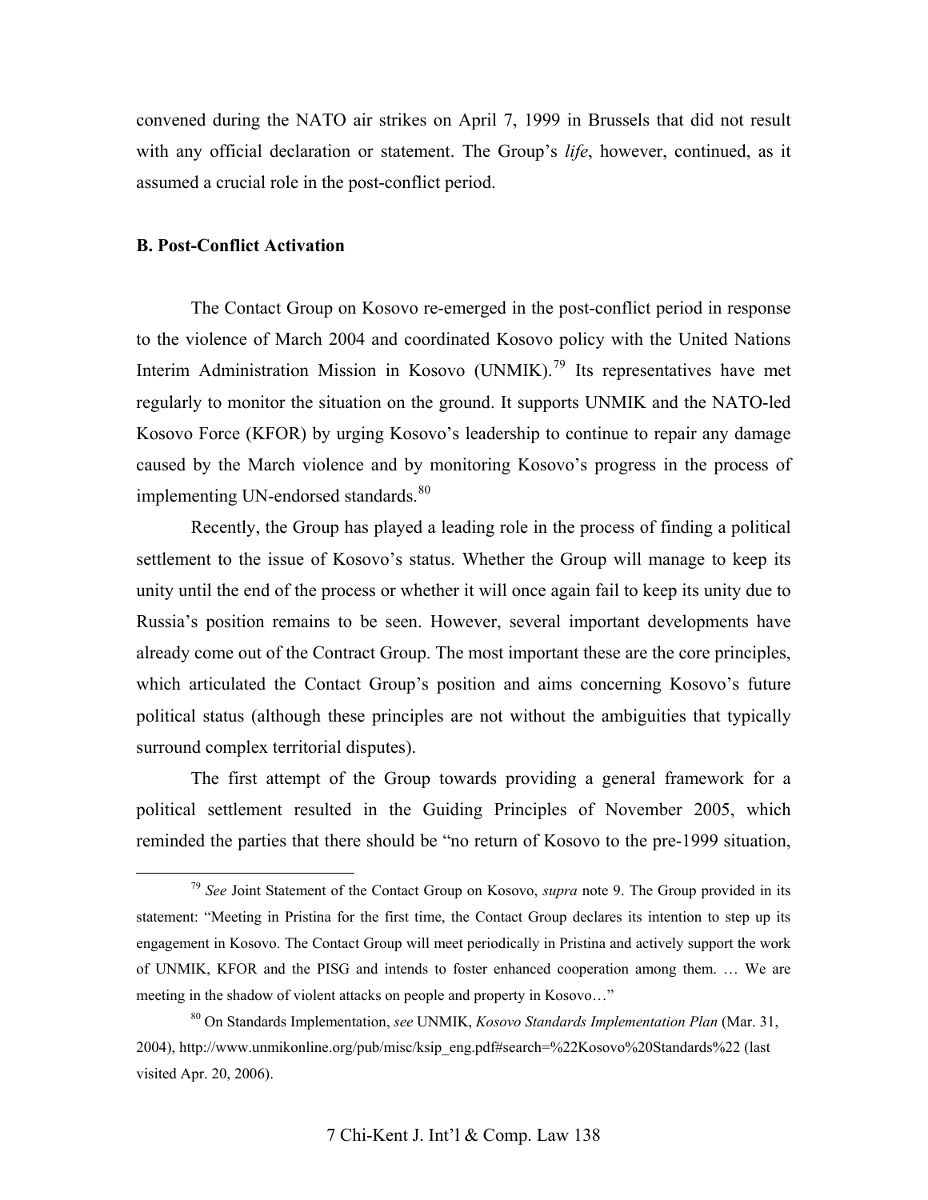convened during the NATO air strikes on April 7, 1999 in Brussels that did not result with any official declaration or statement. The Group's *life*, however, continued, as it assumed a crucial role in the post-conflict period.

**B. Post-Conflict Activation**

The Contact Group on Kosovo re-emerged in the post-conflict period in response to the violence of March 2004 and coordinated Kosovo policy with the United Nations Interim Administration Mission in Kosovo (UNMIK).[79] Its representatives have met regularly to monitor the situation on the ground. It supports UNMIK and the NATO-led Kosovo Force (KFOR) by urging Kosovo's leadership to continue to repair any damage caused by the March violence and by monitoring Kosovo's progress in the process of implementing UN-endorsed standards.[80]

Recently, the Group has played a leading role in the process of finding a political settlement to the issue of Kosovo's status. Whether the Group will manage to keep its unity until the end of the process or whether it will once again fail to keep its unity due to Russia's position remains to be seen. However, several important developments have already come out of the Contract Group. The most important these are the core principles, which articulated the Contact Group's position and aims concerning Kosovo's future political status (although these principles are not without the ambiguities that typically surround complex territorial disputes).

The first attempt of the Group towards providing a general framework for a political settlement resulted in the Guiding Principles of November 2005, which reminded the parties that there should be "no return of Kosovo to the pre-1999 situation,

---

[79] *See* Joint Statement of the Contact Group on Kosovo, *supra* note 9. The Group provided in its statement: "Meeting in Pristina for the first time, the Contact Group declares its intention to step up its engagement in Kosovo. The Contact Group will meet periodically in Pristina and actively support the work of UNMIK, KFOR and the PISG and intends to foster enhanced cooperation among them. … We are meeting in the shadow of violent attacks on people and property in Kosovo…"

[80] On Standards Implementation, *see* UNMIK, *Kosovo Standards Implementation Plan* (Mar. 31, 2004), http://www.unmikonline.org/pub/misc/ksip_eng.pdf#search=%22Kosovo%20Standards%22 (last visited Apr. 20, 2006).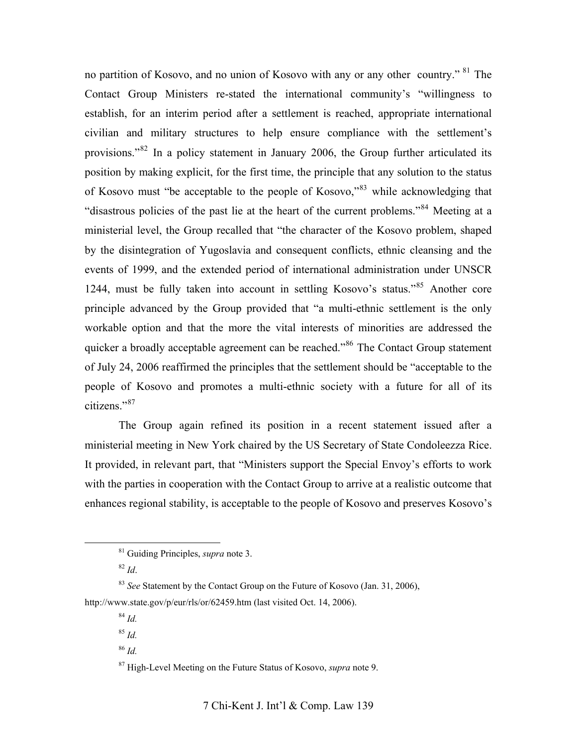no partition of Kosovo, and no union of Kosovo with any or any other country." [81] The Contact Group Ministers re-stated the international community's "willingness to establish, for an interim period after a settlement is reached, appropriate international civilian and military structures to help ensure compliance with the settlement's provisions."[82] In a policy statement in January 2006, the Group further articulated its position by making explicit, for the first time, the principle that any solution to the status of Kosovo must "be acceptable to the people of Kosovo,"[83] while acknowledging that "disastrous policies of the past lie at the heart of the current problems."[84] Meeting at a ministerial level, the Group recalled that "the character of the Kosovo problem, shaped by the disintegration of Yugoslavia and consequent conflicts, ethnic cleansing and the events of 1999, and the extended period of international administration under UNSCR 1244, must be fully taken into account in settling Kosovo's status."[85] Another core principle advanced by the Group provided that "a multi-ethnic settlement is the only workable option and that the more the vital interests of minorities are addressed the quicker a broadly acceptable agreement can be reached."[86] The Contact Group statement of July 24, 2006 reaffirmed the principles that the settlement should be "acceptable to the people of Kosovo and promotes a multi-ethnic society with a future for all of its citizens."[87]

The Group again refined its position in a recent statement issued after a ministerial meeting in New York chaired by the US Secretary of State Condoleezza Rice. It provided, in relevant part, that "Ministers support the Special Envoy's efforts to work with the parties in cooperation with the Contact Group to arrive at a realistic outcome that enhances regional stability, is acceptable to the people of Kosovo and preserves Kosovo's

---

[81] Guiding Principles, *supra* note 3.

[82] *Id*.

[83] *See* Statement by the Contact Group on the Future of Kosovo (Jan. 31, 2006), http://www.state.gov/p/eur/rls/or/62459.htm (last visited Oct. 14, 2006).

[84] *Id.*

[85] *Id.*

[86] *Id.*

[87] High-Level Meeting on the Future Status of Kosovo, *supra* note 9.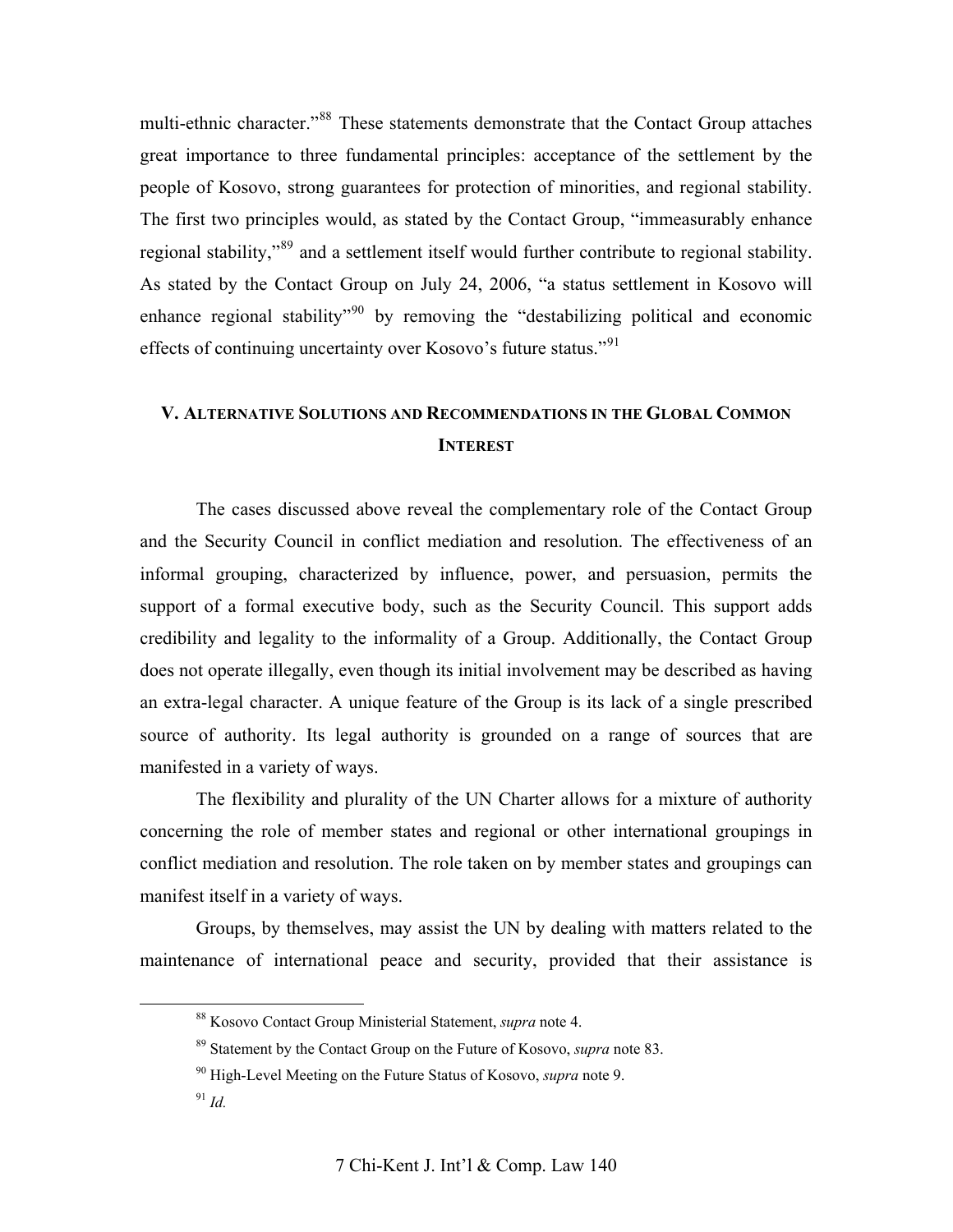multi-ethnic character."[88] These statements demonstrate that the Contact Group attaches great importance to three fundamental principles: acceptance of the settlement by the people of Kosovo, strong guarantees for protection of minorities, and regional stability. The first two principles would, as stated by the Contact Group, "immeasurably enhance regional stability,"[89] and a settlement itself would further contribute to regional stability. As stated by the Contact Group on July 24, 2006, "a status settlement in Kosovo will enhance regional stability"[90] by removing the "destabilizing political and economic effects of continuing uncertainty over Kosovo's future status."[91]

## V. Alternative Solutions and Recommendations in the Global Common Interest

The cases discussed above reveal the complementary role of the Contact Group and the Security Council in conflict mediation and resolution. The effectiveness of an informal grouping, characterized by influence, power, and persuasion, permits the support of a formal executive body, such as the Security Council. This support adds credibility and legality to the informality of a Group. Additionally, the Contact Group does not operate illegally, even though its initial involvement may be described as having an extra-legal character. A unique feature of the Group is its lack of a single prescribed source of authority. Its legal authority is grounded on a range of sources that are manifested in a variety of ways.

The flexibility and plurality of the UN Charter allows for a mixture of authority concerning the role of member states and regional or other international groupings in conflict mediation and resolution. The role taken on by member states and groupings can manifest itself in a variety of ways.

Groups, by themselves, may assist the UN by dealing with matters related to the maintenance of international peace and security, provided that their assistance is

---

[88] Kosovo Contact Group Ministerial Statement, *supra* note 4.

[89] Statement by the Contact Group on the Future of Kosovo, *supra* note 83.

[90] High-Level Meeting on the Future Status of Kosovo, *supra* note 9.

[91] *Id.*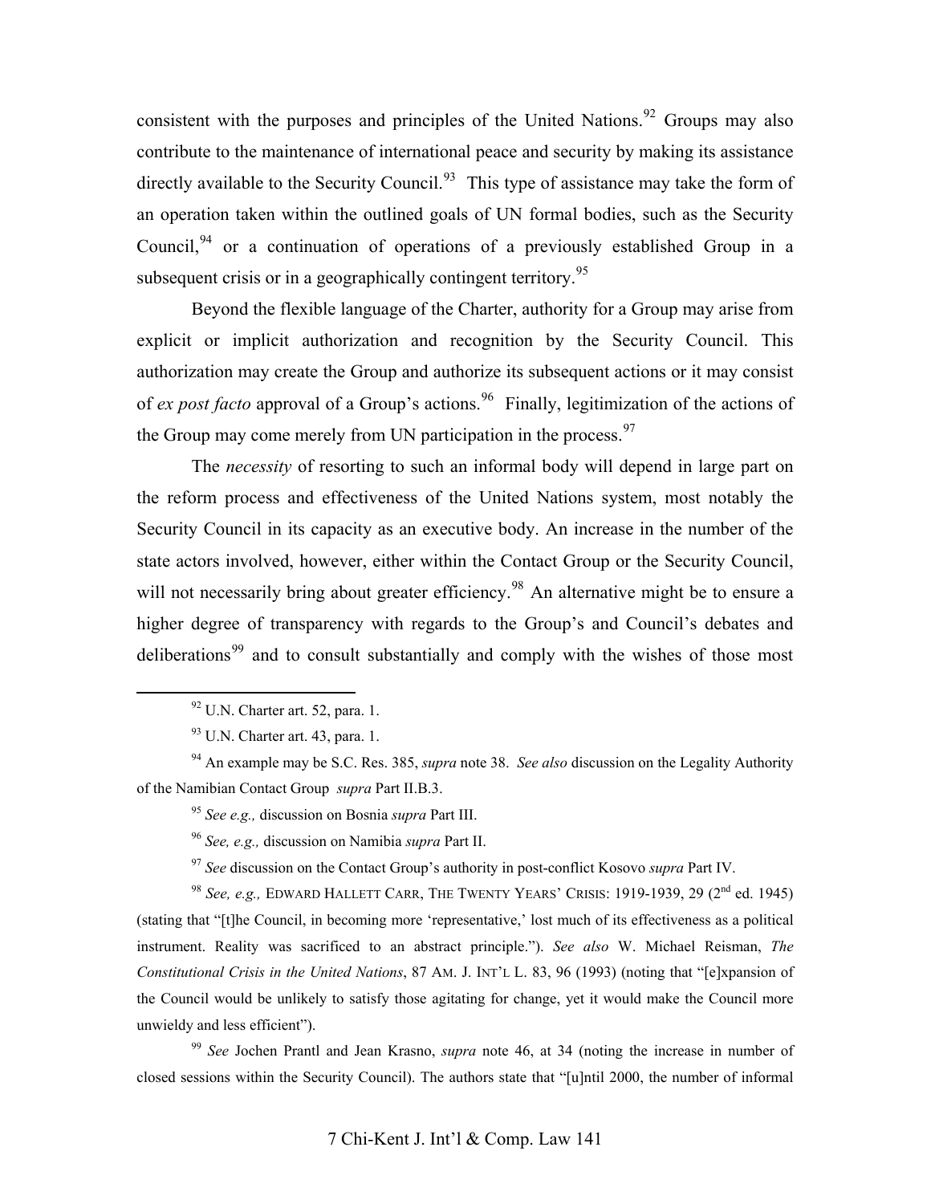consistent with the purposes and principles of the United Nations.[92] Groups may also contribute to the maintenance of international peace and security by making its assistance directly available to the Security Council.[93] This type of assistance may take the form of an operation taken within the outlined goals of UN formal bodies, such as the Security Council,[94] or a continuation of operations of a previously established Group in a subsequent crisis or in a geographically contingent territory.[95]

Beyond the flexible language of the Charter, authority for a Group may arise from explicit or implicit authorization and recognition by the Security Council. This authorization may create the Group and authorize its subsequent actions or it may consist of *ex post facto* approval of a Group's actions.[96] Finally, legitimization of the actions of the Group may come merely from UN participation in the process.[97]

The *necessity* of resorting to such an informal body will depend in large part on the reform process and effectiveness of the United Nations system, most notably the Security Council in its capacity as an executive body. An increase in the number of the state actors involved, however, either within the Contact Group or the Security Council, will not necessarily bring about greater efficiency.[98] An alternative might be to ensure a higher degree of transparency with regards to the Group's and Council's debates and deliberations[99] and to consult substantially and comply with the wishes of those most

---

[92] U.N. Charter art. 52, para. 1.

[93] U.N. Charter art. 43, para. 1.

[94] An example may be S.C. Res. 385, *supra* note 38. *See also* discussion on the Legality Authority of the Namibian Contact Group *supra* Part II.B.3.

[95] *See e.g.,* discussion on Bosnia *supra* Part III.

[96] *See, e.g.,* discussion on Namibia *supra* Part II.

[97] *See* discussion on the Contact Group's authority in post-conflict Kosovo *supra* Part IV.

[98] *See, e.g.,* EDWARD HALLETT CARR, THE TWENTY YEARS' CRISIS: 1919-1939, 29 (2nd ed. 1945) (stating that "[t]he Council, in becoming more 'representative,' lost much of its effectiveness as a political instrument. Reality was sacrificed to an abstract principle."). *See also* W. Michael Reisman, *The Constitutional Crisis in the United Nations*, 87 AM. J. INT'L L. 83, 96 (1993) (noting that "[e]xpansion of the Council would be unlikely to satisfy those agitating for change, yet it would make the Council more unwieldy and less efficient").

[99] *See* Jochen Prantl and Jean Krasno, *supra* note 46, at 34 (noting the increase in number of closed sessions within the Security Council). The authors state that "[u]ntil 2000, the number of informal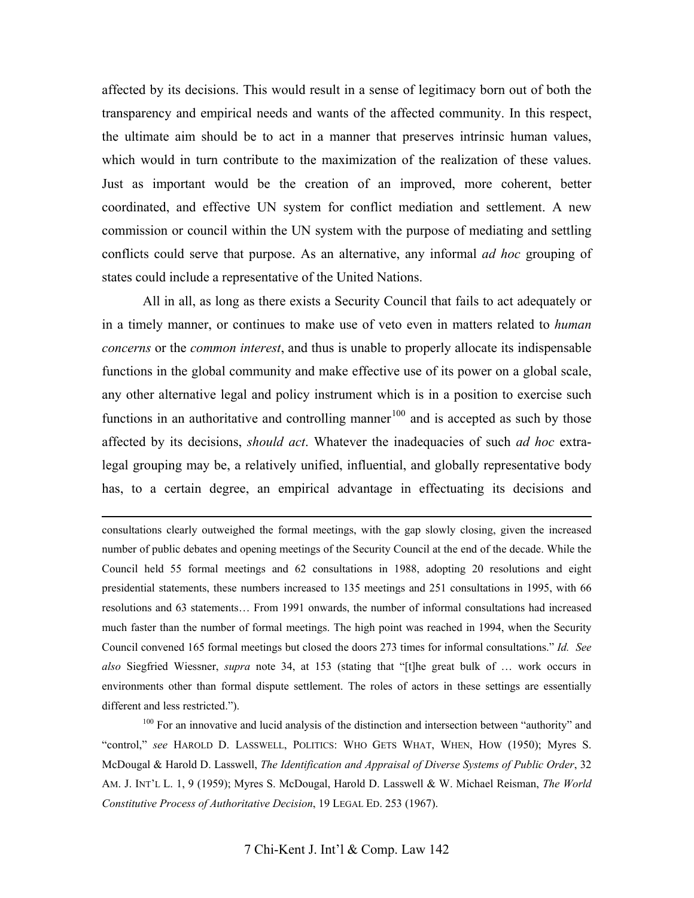affected by its decisions. This would result in a sense of legitimacy born out of both the transparency and empirical needs and wants of the affected community. In this respect, the ultimate aim should be to act in a manner that preserves intrinsic human values, which would in turn contribute to the maximization of the realization of these values. Just as important would be the creation of an improved, more coherent, better coordinated, and effective UN system for conflict mediation and settlement. A new commission or council within the UN system with the purpose of mediating and settling conflicts could serve that purpose. As an alternative, any informal *ad hoc* grouping of states could include a representative of the United Nations.

All in all, as long as there exists a Security Council that fails to act adequately or in a timely manner, or continues to make use of veto even in matters related to *human concerns* or the *common interest*, and thus is unable to properly allocate its indispensable functions in the global community and make effective use of its power on a global scale, any other alternative legal and policy instrument which is in a position to exercise such functions in an authoritative and controlling manner[100] and is accepted as such by those affected by its decisions, *should act*. Whatever the inadequacies of such *ad hoc* extra-legal grouping may be, a relatively unified, influential, and globally representative body has, to a certain degree, an empirical advantage in effectuating its decisions and

---

consultations clearly outweighed the formal meetings, with the gap slowly closing, given the increased number of public debates and opening meetings of the Security Council at the end of the decade. While the Council held 55 formal meetings and 62 consultations in 1988, adopting 20 resolutions and eight presidential statements, these numbers increased to 135 meetings and 251 consultations in 1995, with 66 resolutions and 63 statements… From 1991 onwards, the number of informal consultations had increased much faster than the number of formal meetings. The high point was reached in 1994, when the Security Council convened 165 formal meetings but closed the doors 273 times for informal consultations." *Id. See also* Siegfried Wiessner, *supra* note 34, at 153 (stating that "[t]he great bulk of … work occurs in environments other than formal dispute settlement. The roles of actors in these settings are essentially different and less restricted.").

[100] For an innovative and lucid analysis of the distinction and intersection between "authority" and "control," *see* HAROLD D. LASSWELL, POLITICS: WHO GETS WHAT, WHEN, HOW (1950); Myres S. McDougal & Harold D. Lasswell, *The Identification and Appraisal of Diverse Systems of Public Order*, 32 AM. J. INT'L L. 1, 9 (1959); Myres S. McDougal, Harold D. Lasswell & W. Michael Reisman, *The World Constitutive Process of Authoritative Decision*, 19 LEGAL ED. 253 (1967).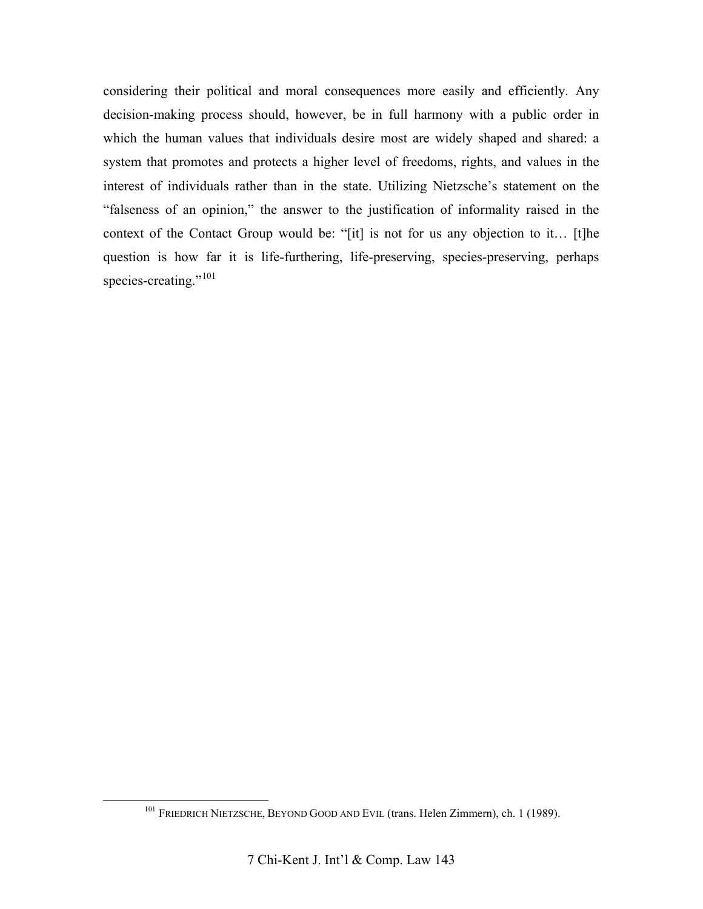considering their political and moral consequences more easily and efficiently. Any decision-making process should, however, be in full harmony with a public order in which the human values that individuals desire most are widely shaped and shared: a system that promotes and protects a higher level of freedoms, rights, and values in the interest of individuals rather than in the state. Utilizing Nietzsche's statement on the "falseness of an opinion," the answer to the justification of informality raised in the context of the Contact Group would be: "[it] is not for us any objection to it… [t]he question is how far it is life-furthering, life-preserving, species-preserving, perhaps species-creating."[101]

[101] FRIEDRICH NIETZSCHE, BEYOND GOOD AND EVIL (trans. Helen Zimmern), ch. 1 (1989).